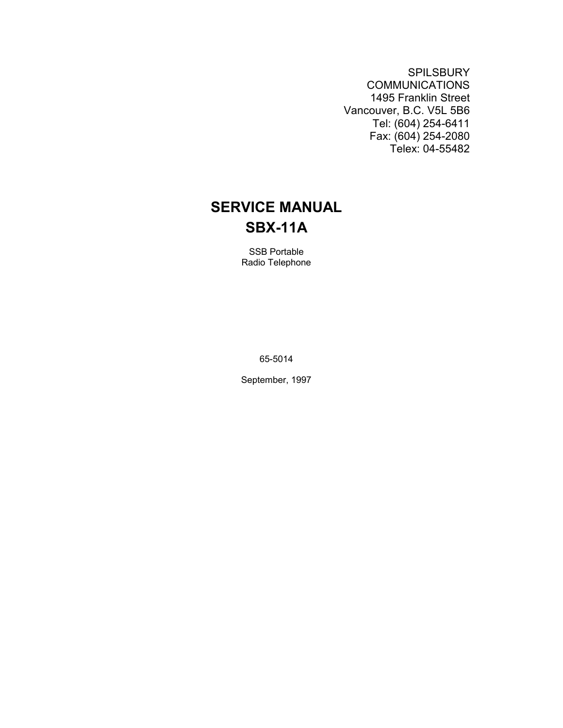SPILSBURY
COMMUNICATIONS
1495 Franklin Street
Vancouver, B.C. V5L 5B6
Tel: (604) 254-6411
Fax: (604) 254-2080
Telex: 04-55482

# SERVICE MANUAL
# SBX-11A

SSB Portable
Radio Telephone

65-5014

September, 1997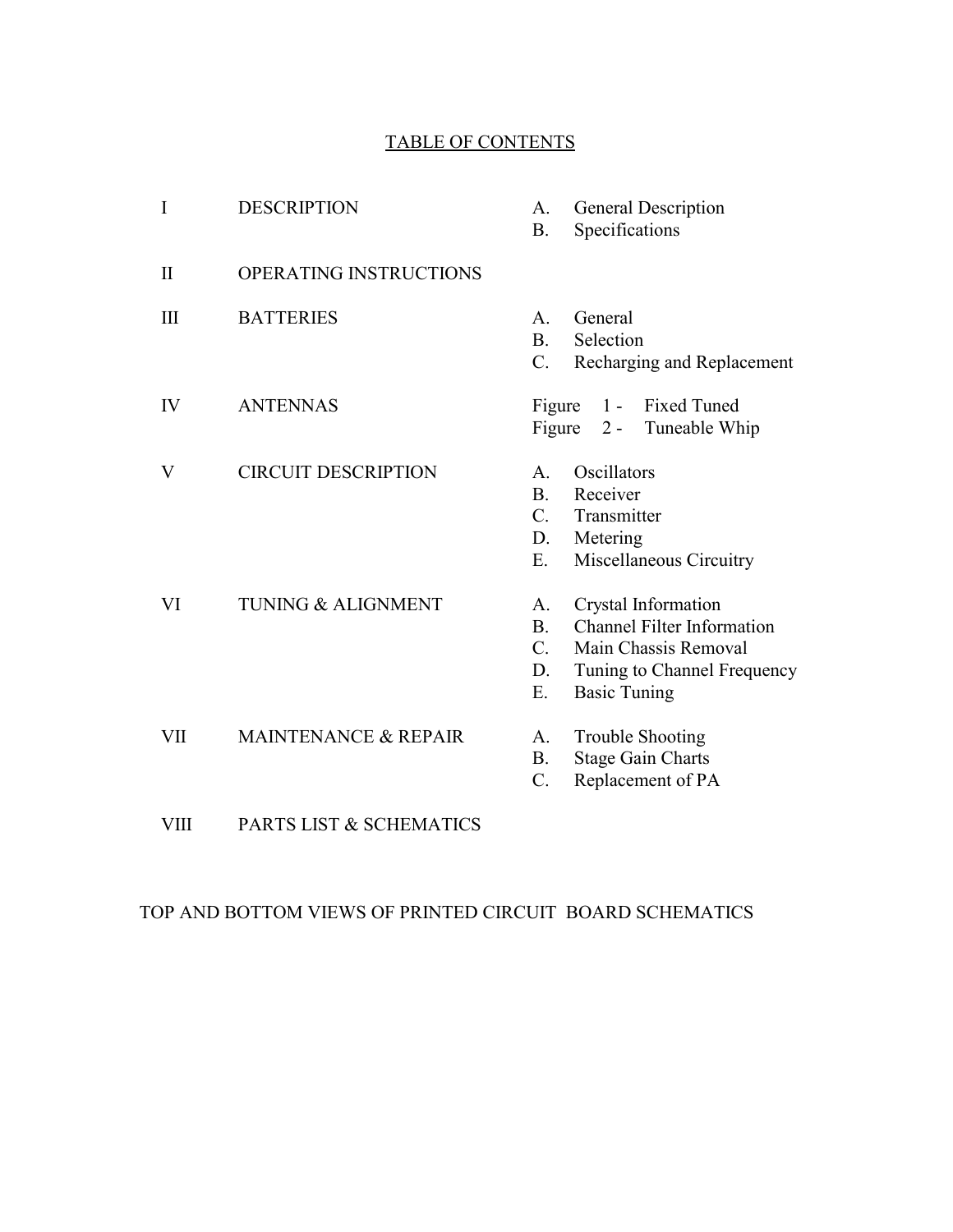# TABLE OF CONTENTS

| | | |
|---|---|---|
| I | DESCRIPTION | A. General Description<br>B. Specifications |
| II | OPERATING INSTRUCTIONS | |
| III | BATTERIES | A. General<br>B. Selection<br>C. Recharging and Replacement |
| IV | ANTENNAS | Figure 1 - Fixed Tuned<br>Figure 2 - Tuneable Whip |
| V | CIRCUIT DESCRIPTION | A. Oscillators<br>B. Receiver<br>C. Transmitter<br>D. Metering<br>E. Miscellaneous Circuitry |
| VI | TUNING & ALIGNMENT | A. Crystal Information<br>B. Channel Filter Information<br>C. Main Chassis Removal<br>D. Tuning to Channel Frequency<br>E. Basic Tuning |
| VII | MAINTENANCE & REPAIR | A. Trouble Shooting<br>B. Stage Gain Charts<br>C. Replacement of PA |
| VIII | PARTS LIST & SCHEMATICS | |

TOP AND BOTTOM VIEWS OF PRINTED CIRCUIT BOARD SCHEMATICS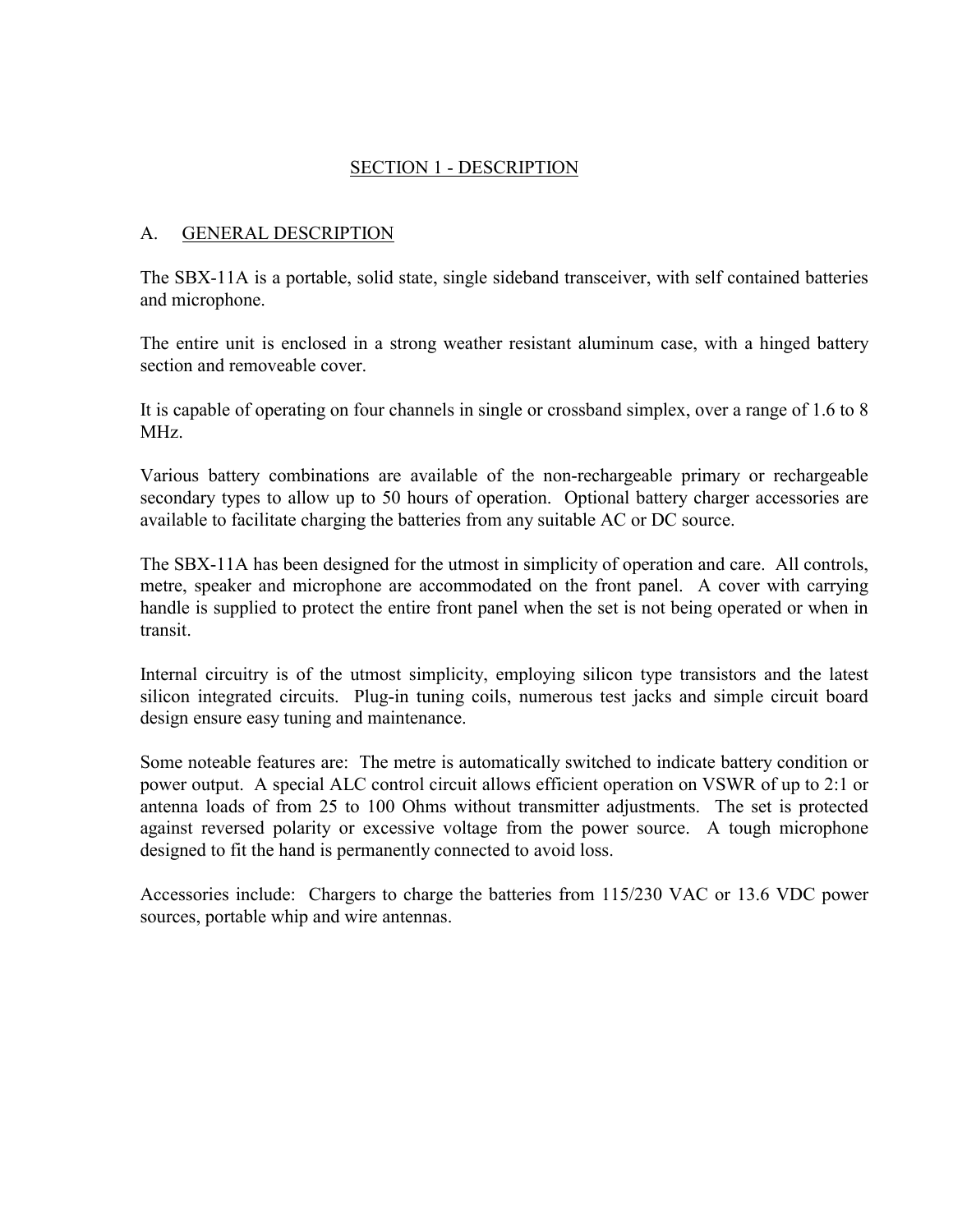# SECTION 1 - DESCRIPTION

## A. GENERAL DESCRIPTION

The SBX-11A is a portable, solid state, single sideband transceiver, with self contained batteries and microphone.

The entire unit is enclosed in a strong weather resistant aluminum case, with a hinged battery section and removeable cover.

It is capable of operating on four channels in single or crossband simplex, over a range of 1.6 to 8 MHz.

Various battery combinations are available of the non-rechargeable primary or rechargeable secondary types to allow up to 50 hours of operation. Optional battery charger accessories are available to facilitate charging the batteries from any suitable AC or DC source.

The SBX-11A has been designed for the utmost in simplicity of operation and care. All controls, metre, speaker and microphone are accommodated on the front panel. A cover with carrying handle is supplied to protect the entire front panel when the set is not being operated or when in transit.

Internal circuitry is of the utmost simplicity, employing silicon type transistors and the latest silicon integrated circuits. Plug-in tuning coils, numerous test jacks and simple circuit board design ensure easy tuning and maintenance.

Some noteable features are: The metre is automatically switched to indicate battery condition or power output. A special ALC control circuit allows efficient operation on VSWR of up to 2:1 or antenna loads of from 25 to 100 Ohms without transmitter adjustments. The set is protected against reversed polarity or excessive voltage from the power source. A tough microphone designed to fit the hand is permanently connected to avoid loss.

Accessories include: Chargers to charge the batteries from 115/230 VAC or 13.6 VDC power sources, portable whip and wire antennas.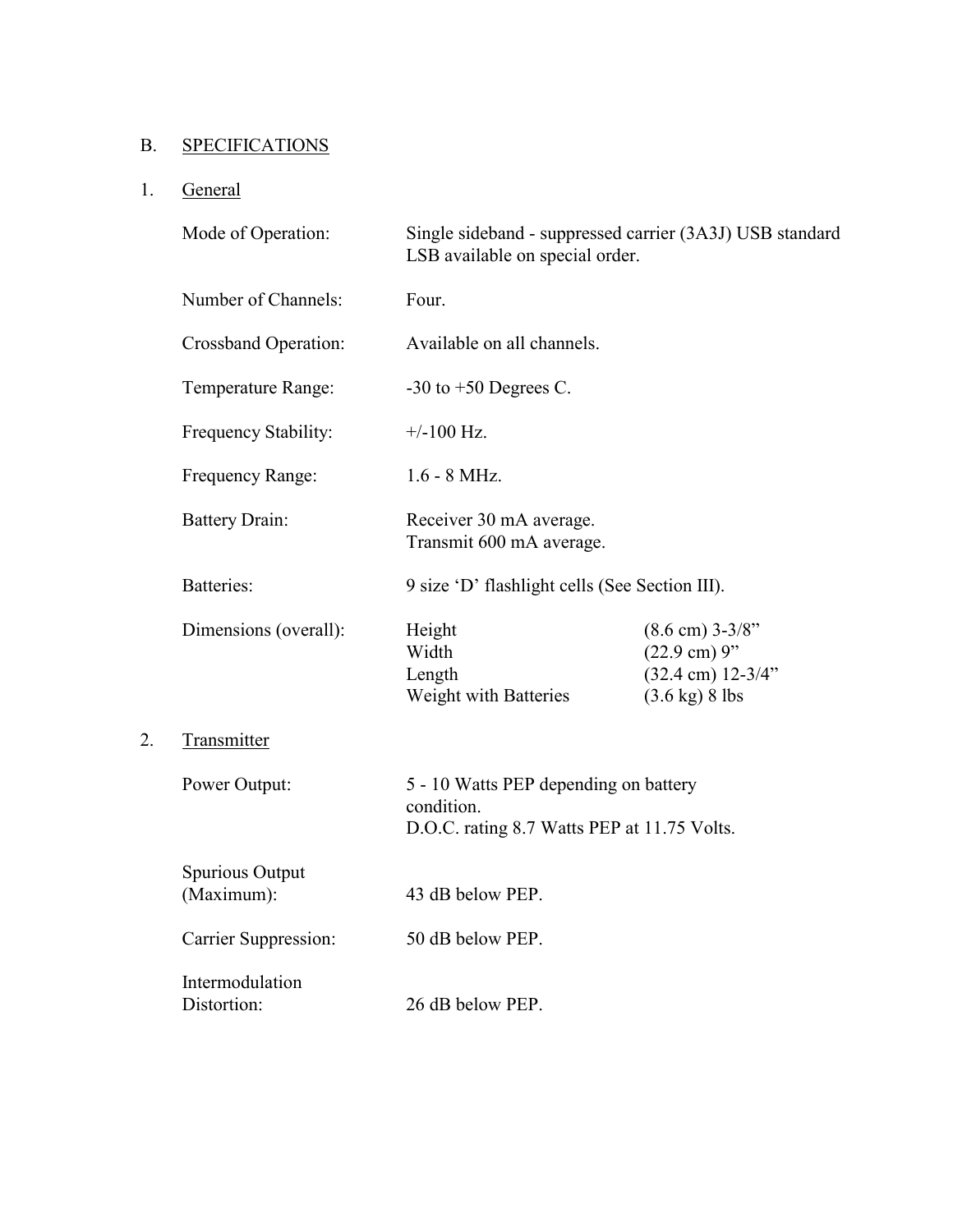## B. SPECIFICATIONS

### 1. General

| | | |
|---|---|---|
| Mode of Operation: | Single sideband - suppressed carrier (3A3J) USB standard LSB available on special order. | |
| Number of Channels: | Four. | |
| Crossband Operation: | Available on all channels. | |
| Temperature Range: | -30 to +50 Degrees C. | |
| Frequency Stability: | +/-100 Hz. | |
| Frequency Range: | 1.6 - 8 MHz. | |
| Battery Drain: | Receiver 30 mA average.<br>Transmit 600 mA average. | |
| Batteries: | 9 size 'D' flashlight cells (See Section III). | |
| Dimensions (overall): | Height | (8.6 cm) 3-3/8" |
| | Width | (22.9 cm) 9" |
| | Length | (32.4 cm) 12-3/4" |
| | Weight with Batteries | (3.6 kg) 8 lbs |

### 2. Transmitter

| | |
|---|---|
| Power Output: | 5 - 10 Watts PEP depending on battery condition.<br>D.O.C. rating 8.7 Watts PEP at 11.75 Volts. |
| Spurious Output (Maximum): | 43 dB below PEP. |
| Carrier Suppression: | 50 dB below PEP. |
| Intermodulation Distortion: | 26 dB below PEP. |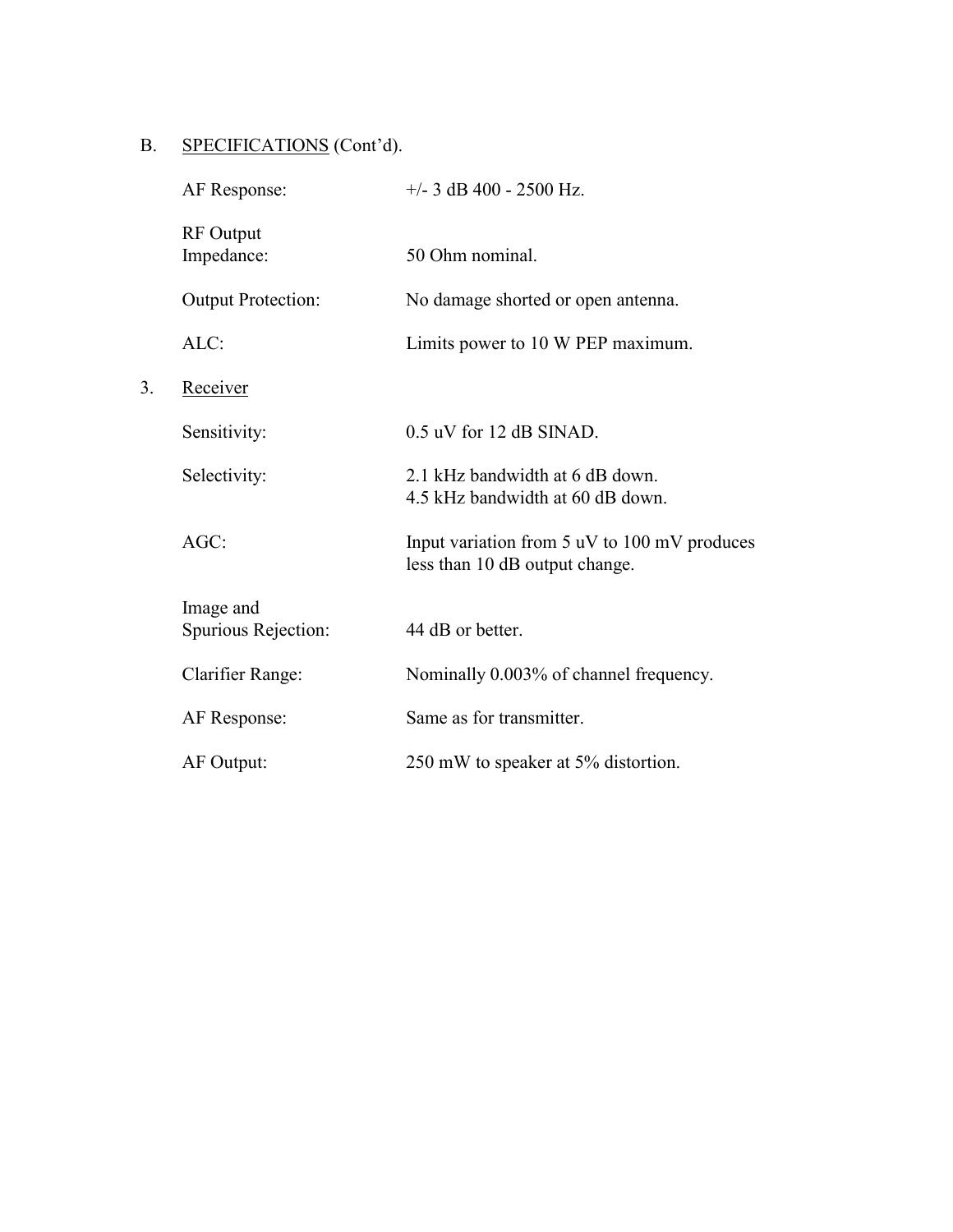B. SPECIFICATIONS (Cont'd).

| | |
|---|---|
| AF Response: | +/- 3 dB 400 - 2500 Hz. |
| RF Output Impedance: | 50 Ohm nominal. |
| Output Protection: | No damage shorted or open antenna. |
| ALC: | Limits power to 10 W PEP maximum. |

3. Receiver

| | |
|---|---|
| Sensitivity: | 0.5 uV for 12 dB SINAD. |
| Selectivity: | 2.1 kHz bandwidth at 6 dB down.<br>4.5 kHz bandwidth at 60 dB down. |
| AGC: | Input variation from 5 uV to 100 mV produces less than 10 dB output change. |
| Image and Spurious Rejection: | 44 dB or better. |
| Clarifier Range: | Nominally 0.003% of channel frequency. |
| AF Response: | Same as for transmitter. |
| AF Output: | 250 mW to speaker at 5% distortion. |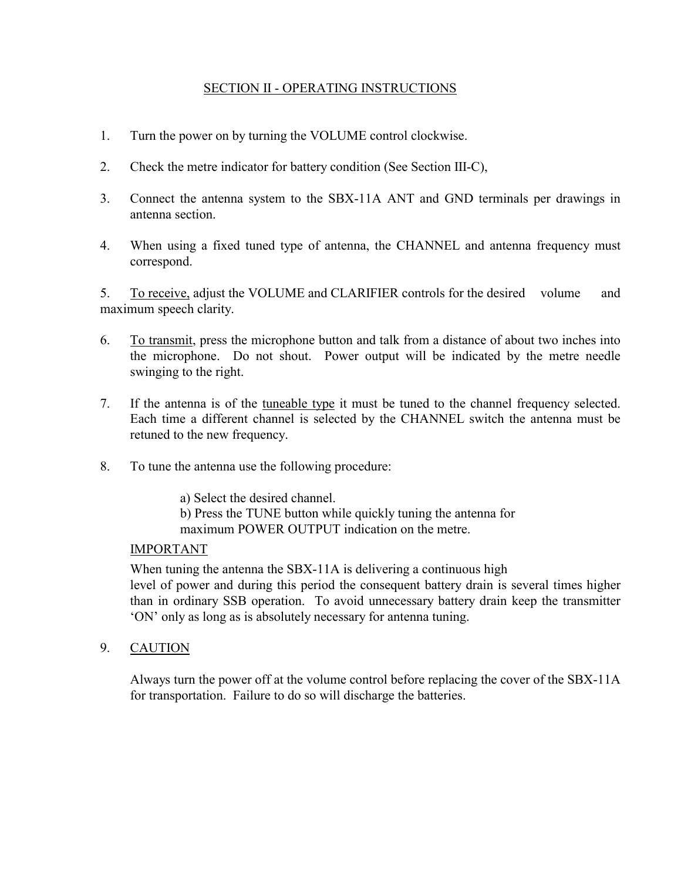## SECTION II - OPERATING INSTRUCTIONS

1. Turn the power on by turning the VOLUME control clockwise.

2. Check the metre indicator for battery condition (See Section III-C),

3. Connect the antenna system to the SBX-11A ANT and GND terminals per drawings in antenna section.

4. When using a fixed tuned type of antenna, the CHANNEL and antenna frequency must correspond.

5. To receive, adjust the VOLUME and CLARIFIER controls for the desired volume and maximum speech clarity.

6. To transmit, press the microphone button and talk from a distance of about two inches into the microphone. Do not shout. Power output will be indicated by the metre needle swinging to the right.

7. If the antenna is of the tuneable type it must be tuned to the channel frequency selected. Each time a different channel is selected by the CHANNEL switch the antenna must be retuned to the new frequency.

8. To tune the antenna use the following procedure:

   a) Select the desired channel.
   b) Press the TUNE button while quickly tuning the antenna for maximum POWER OUTPUT indication on the metre.

   IMPORTANT

   When tuning the antenna the SBX-11A is delivering a continuous high level of power and during this period the consequent battery drain is several times higher than in ordinary SSB operation. To avoid unnecessary battery drain keep the transmitter 'ON' only as long as is absolutely necessary for antenna tuning.

9. CAUTION

   Always turn the power off at the volume control before replacing the cover of the SBX-11A for transportation. Failure to do so will discharge the batteries.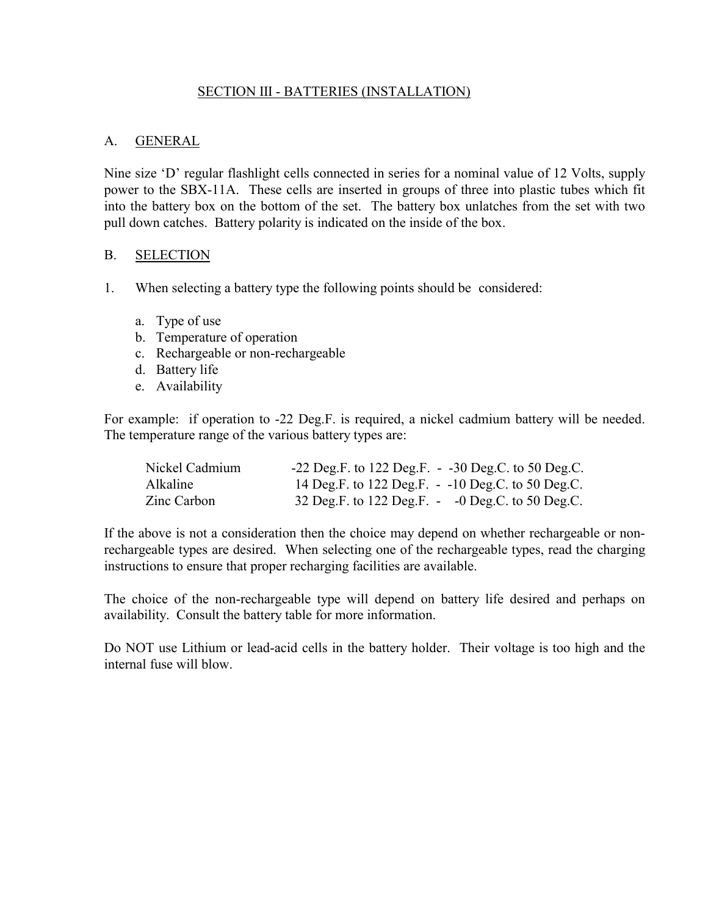## SECTION III - BATTERIES (INSTALLATION)

### A. GENERAL

Nine size 'D' regular flashlight cells connected in series for a nominal value of 12 Volts, supply power to the SBX-11A. These cells are inserted in groups of three into plastic tubes which fit into the battery box on the bottom of the set. The battery box unlatches from the set with two pull down catches. Battery polarity is indicated on the inside of the box.

### B. SELECTION

1. When selecting a battery type the following points should be considered:

   a. Type of use
   b. Temperature of operation
   c. Rechargeable or non-rechargeable
   d. Battery life
   e. Availability

For example: if operation to -22 Deg.F. is required, a nickel cadmium battery will be needed. The temperature range of the various battery types are:

| | |
|---|---|
| Nickel Cadmium | -22 Deg.F. to 122 Deg.F. - -30 Deg.C. to 50 Deg.C. |
| Alkaline | 14 Deg.F. to 122 Deg.F. - -10 Deg.C. to 50 Deg.C. |
| Zinc Carbon | 32 Deg.F. to 122 Deg.F. - -0 Deg.C. to 50 Deg.C. |

If the above is not a consideration then the choice may depend on whether rechargeable or non-rechargeable types are desired. When selecting one of the rechargeable types, read the charging instructions to ensure that proper recharging facilities are available.

The choice of the non-rechargeable type will depend on battery life desired and perhaps on availability. Consult the battery table for more information.

Do NOT use Lithium or lead-acid cells in the battery holder. Their voltage is too high and the internal fuse will blow.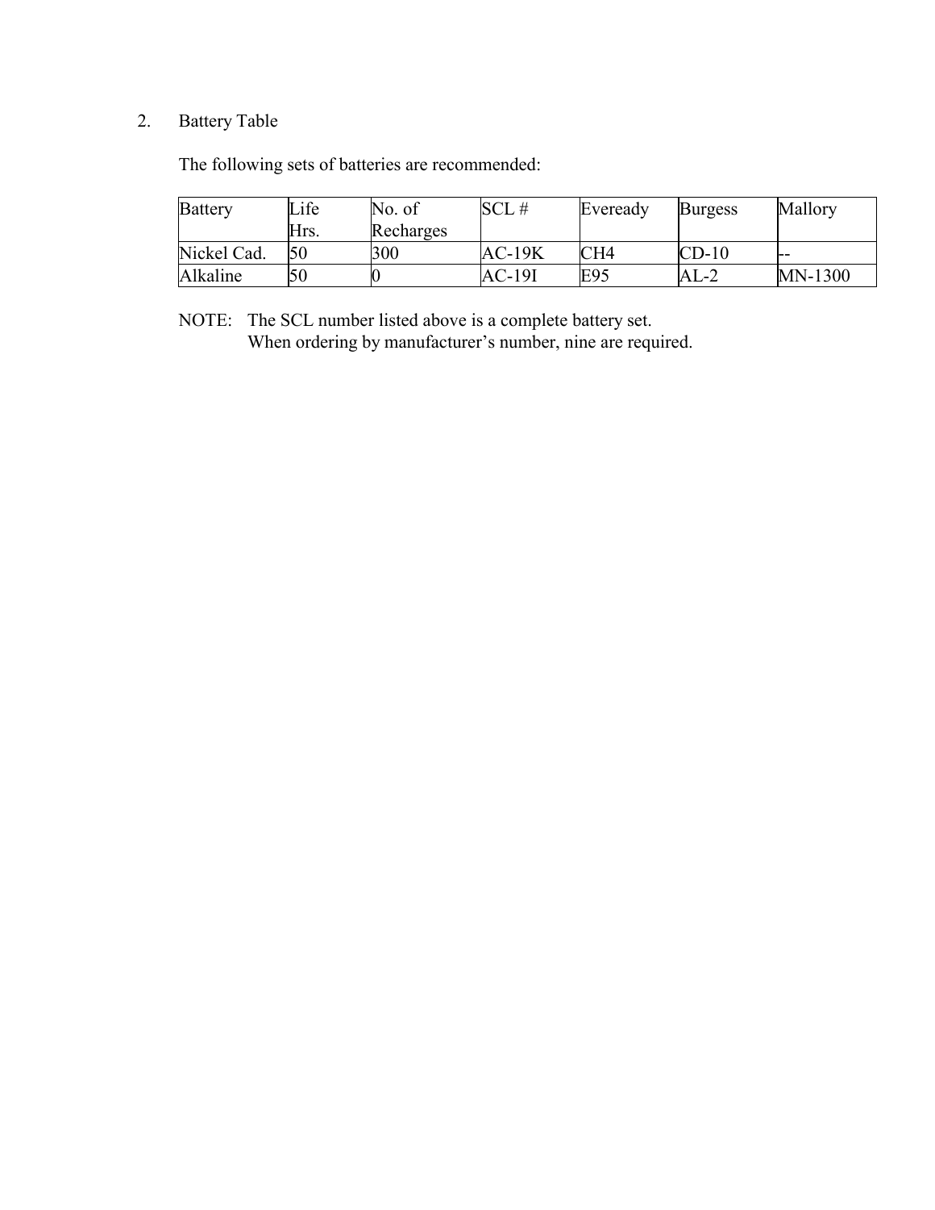2. Battery Table

The following sets of batteries are recommended:

| Battery | Life Hrs. | No. of Recharges | SCL # | Eveready | Burgess | Mallory |
|---|---|---|---|---|---|---|
| Nickel Cad. | 50 | 300 | AC-19K | CH4 | CD-10 | -- |
| Alkaline | 50 | 0 | AC-19I | E95 | AL-2 | MN-1300 |

NOTE: The SCL number listed above is a complete battery set.
When ordering by manufacturer's number, nine are required.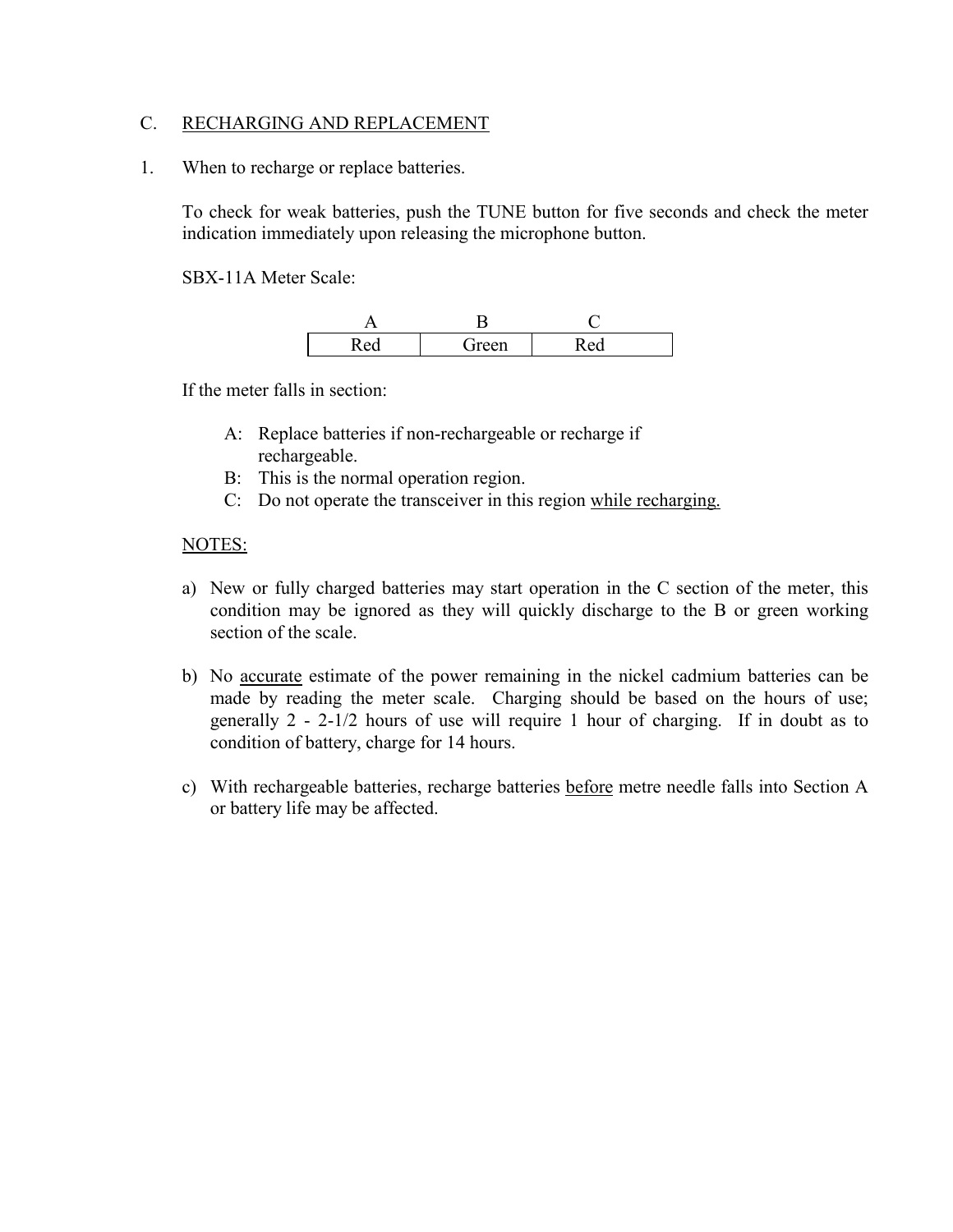## C. RECHARGING AND REPLACEMENT

1. When to recharge or replace batteries.

   To check for weak batteries, push the TUNE button for five seconds and check the meter indication immediately upon releasing the microphone button.

   SBX-11A Meter Scale:

   | A | B | C |
   |---|---|---|
   | Red | Green | Red |

   If the meter falls in section:

   - A: Replace batteries if non-rechargeable or recharge if rechargeable.
   - B: This is the normal operation region.
   - C: Do not operate the transceiver in this region while recharging.

   NOTES:

   a) New or fully charged batteries may start operation in the C section of the meter, this condition may be ignored as they will quickly discharge to the B or green working section of the scale.

   b) No accurate estimate of the power remaining in the nickel cadmium batteries can be made by reading the meter scale. Charging should be based on the hours of use; generally 2 - 2-1/2 hours of use will require 1 hour of charging. If in doubt as to condition of battery, charge for 14 hours.

   c) With rechargeable batteries, recharge batteries before metre needle falls into Section A or battery life may be affected.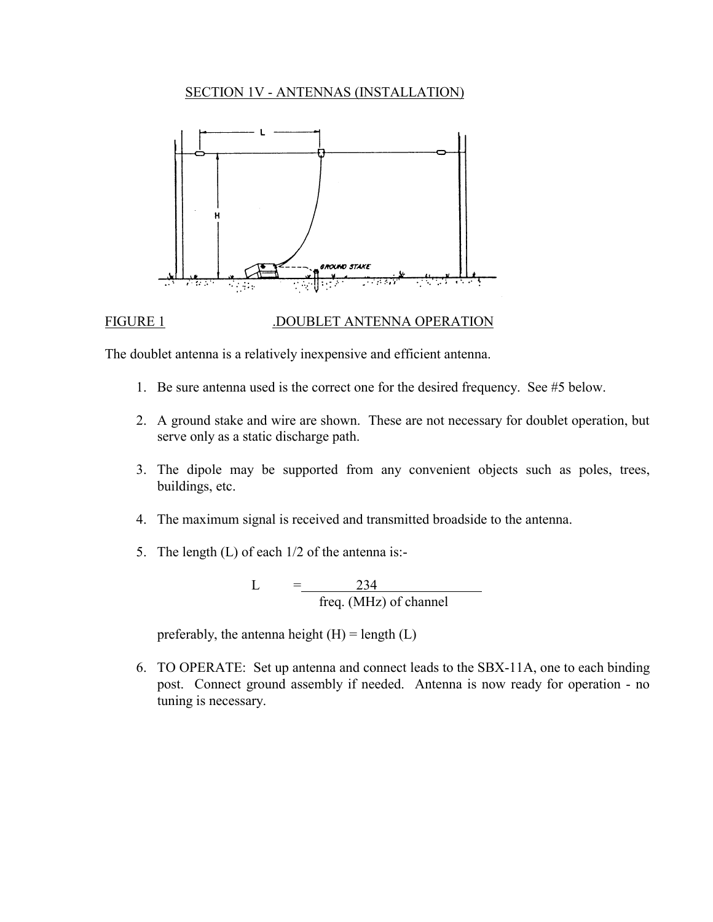## SECTION 1V - ANTENNAS (INSTALLATION)

FIGURE 1 .DOUBLET ANTENNA OPERATION

The doublet antenna is a relatively inexpensive and efficient antenna.

1. Be sure antenna used is the correct one for the desired frequency. See #5 below.

2. A ground stake and wire are shown. These are not necessary for doublet operation, but serve only as a static discharge path.

3. The dipole may be supported from any convenient objects such as poles, trees, buildings, etc.

4. The maximum signal is received and transmitted broadside to the antenna.

5. The length (L) of each 1/2 of the antenna is:-

$$L = \frac{234}{\text{freq. (MHz) of channel}}$$

   preferably, the antenna height (H) = length (L)

6. TO OPERATE: Set up antenna and connect leads to the SBX-11A, one to each binding post. Connect ground assembly if needed. Antenna is now ready for operation - no tuning is necessary.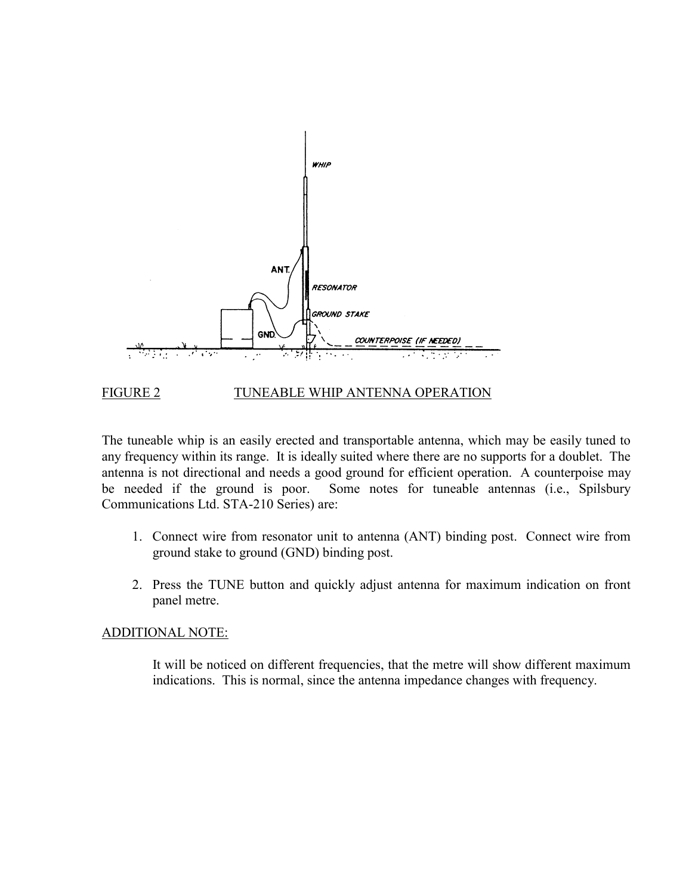FIGURE 2 TUNEABLE WHIP ANTENNA OPERATION

The tuneable whip is an easily erected and transportable antenna, which may be easily tuned to any frequency within its range. It is ideally suited where there are no supports for a doublet. The antenna is not directional and needs a good ground for efficient operation. A counterpoise may be needed if the ground is poor. Some notes for tuneable antennas (i.e., Spilsbury Communications Ltd. STA-210 Series) are:

1. Connect wire from resonator unit to antenna (ANT) binding post. Connect wire from ground stake to ground (GND) binding post.
2. Press the TUNE button and quickly adjust antenna for maximum indication on front panel metre.

ADDITIONAL NOTE:

It will be noticed on different frequencies, that the metre will show different maximum indications. This is normal, since the antenna impedance changes with frequency.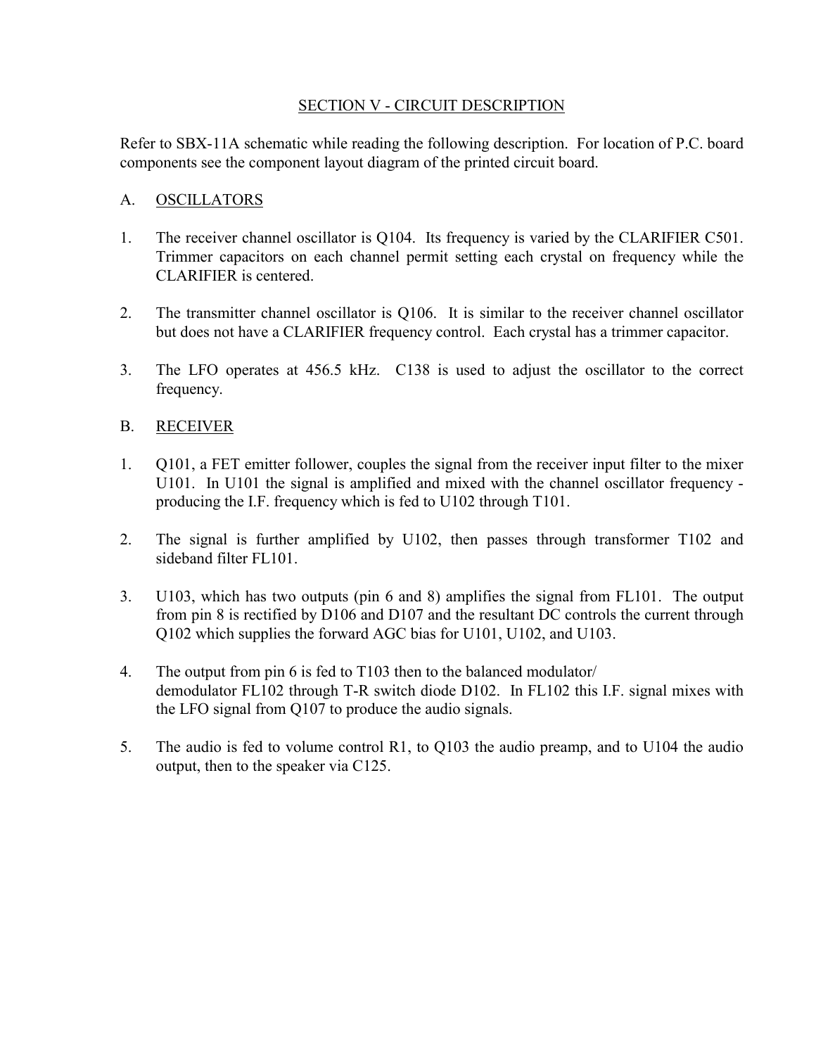## SECTION V - CIRCUIT DESCRIPTION

Refer to SBX-11A schematic while reading the following description. For location of P.C. board components see the component layout diagram of the printed circuit board.

### A. OSCILLATORS

1. The receiver channel oscillator is Q104. Its frequency is varied by the CLARIFIER C501. Trimmer capacitors on each channel permit setting each crystal on frequency while the CLARIFIER is centered.

2. The transmitter channel oscillator is Q106. It is similar to the receiver channel oscillator but does not have a CLARIFIER frequency control. Each crystal has a trimmer capacitor.

3. The LFO operates at 456.5 kHz. C138 is used to adjust the oscillator to the correct frequency.

### B. RECEIVER

1. Q101, a FET emitter follower, couples the signal from the receiver input filter to the mixer U101. In U101 the signal is amplified and mixed with the channel oscillator frequency - producing the I.F. frequency which is fed to U102 through T101.

2. The signal is further amplified by U102, then passes through transformer T102 and sideband filter FL101.

3. U103, which has two outputs (pin 6 and 8) amplifies the signal from FL101. The output from pin 8 is rectified by D106 and D107 and the resultant DC controls the current through Q102 which supplies the forward AGC bias for U101, U102, and U103.

4. The output from pin 6 is fed to T103 then to the balanced modulator/ demodulator FL102 through T-R switch diode D102. In FL102 this I.F. signal mixes with the LFO signal from Q107 to produce the audio signals.

5. The audio is fed to volume control R1, to Q103 the audio preamp, and to U104 the audio output, then to the speaker via C125.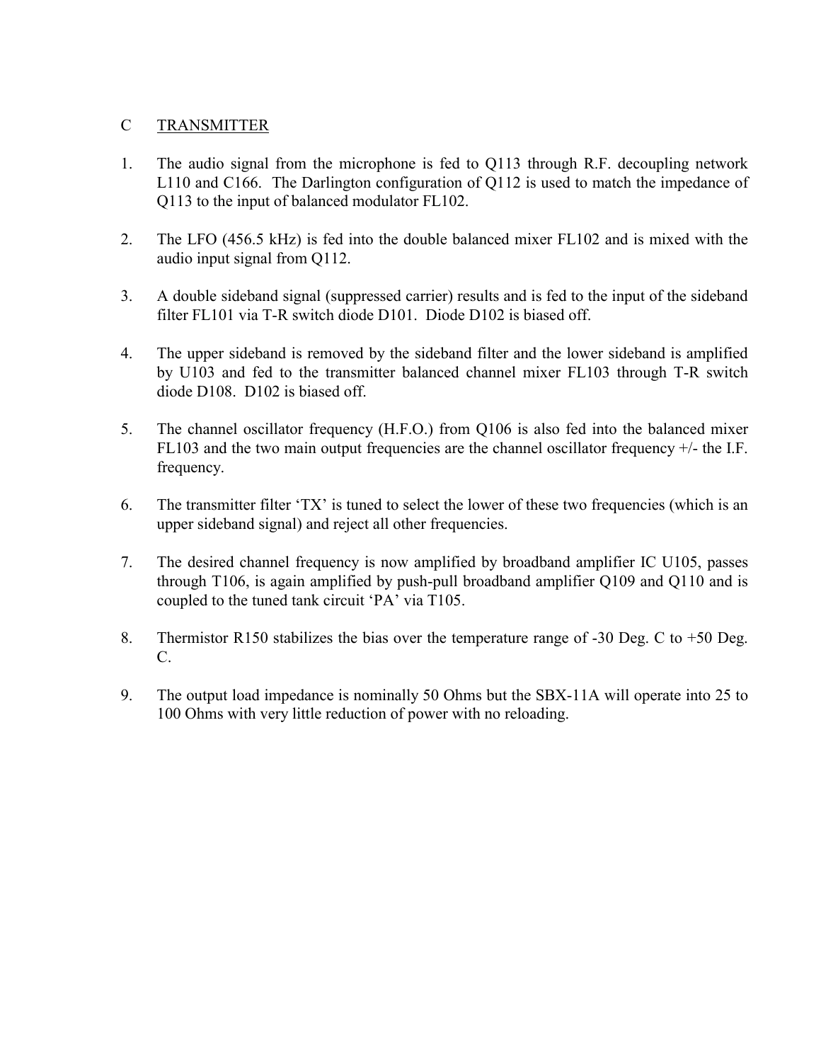## C TRANSMITTER

1. The audio signal from the microphone is fed to Q113 through R.F. decoupling network L110 and C166. The Darlington configuration of Q112 is used to match the impedance of Q113 to the input of balanced modulator FL102.

2. The LFO (456.5 kHz) is fed into the double balanced mixer FL102 and is mixed with the audio input signal from Q112.

3. A double sideband signal (suppressed carrier) results and is fed to the input of the sideband filter FL101 via T-R switch diode D101. Diode D102 is biased off.

4. The upper sideband is removed by the sideband filter and the lower sideband is amplified by U103 and fed to the transmitter balanced channel mixer FL103 through T-R switch diode D108. D102 is biased off.

5. The channel oscillator frequency (H.F.O.) from Q106 is also fed into the balanced mixer FL103 and the two main output frequencies are the channel oscillator frequency +/- the I.F. frequency.

6. The transmitter filter 'TX' is tuned to select the lower of these two frequencies (which is an upper sideband signal) and reject all other frequencies.

7. The desired channel frequency is now amplified by broadband amplifier IC U105, passes through T106, is again amplified by push-pull broadband amplifier Q109 and Q110 and is coupled to the tuned tank circuit 'PA' via T105.

8. Thermistor R150 stabilizes the bias over the temperature range of -30 Deg. C to +50 Deg. C.

9. The output load impedance is nominally 50 Ohms but the SBX-11A will operate into 25 to 100 Ohms with very little reduction of power with no reloading.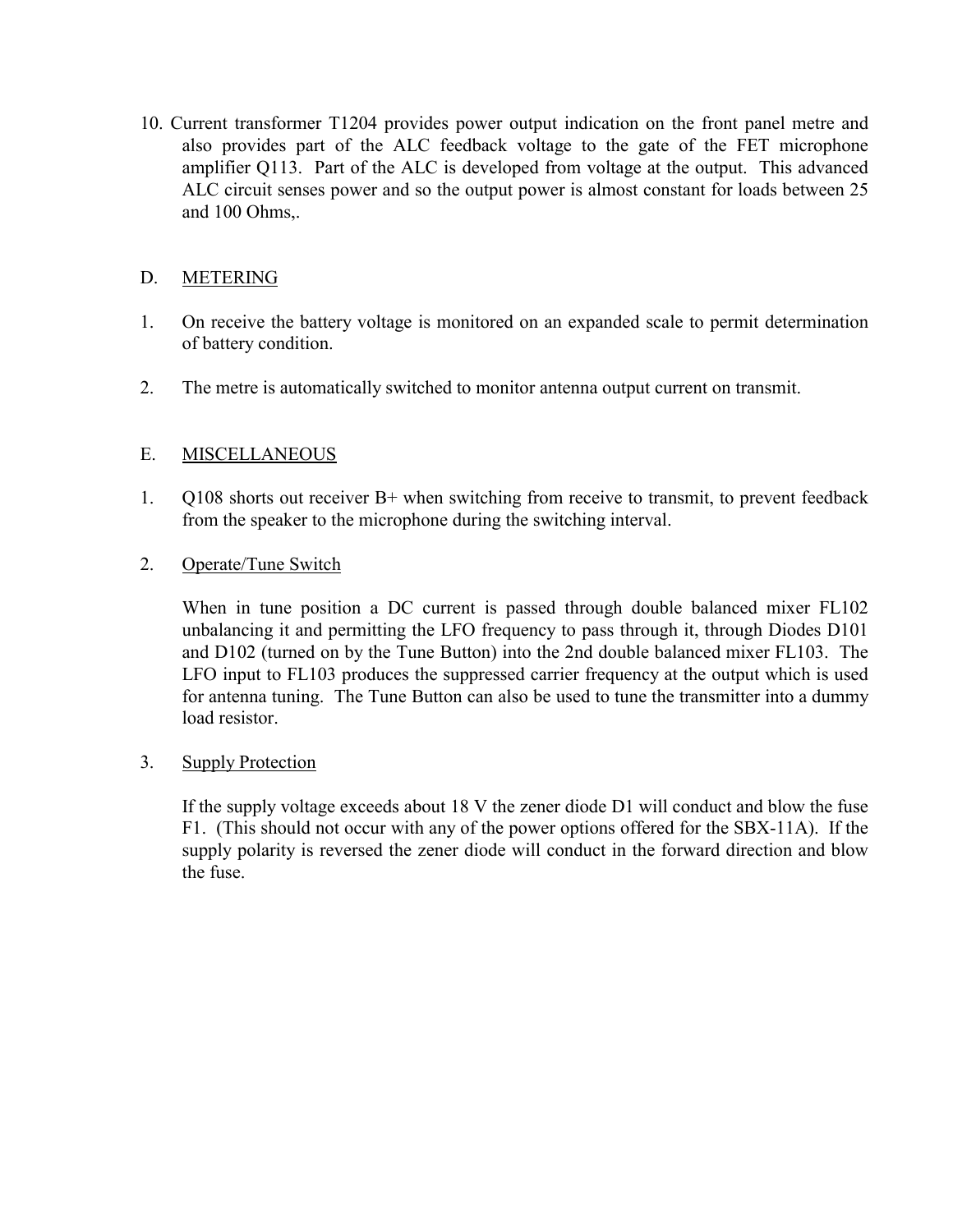10. Current transformer T1204 provides power output indication on the front panel metre and also provides part of the ALC feedback voltage to the gate of the FET microphone amplifier Q113. Part of the ALC is developed from voltage at the output. This advanced ALC circuit senses power and so the output power is almost constant for loads between 25 and 100 Ohms,.

## D. METERING

1. On receive the battery voltage is monitored on an expanded scale to permit determination of battery condition.

2. The metre is automatically switched to monitor antenna output current on transmit.

## E. MISCELLANEOUS

1. Q108 shorts out receiver B+ when switching from receive to transmit, to prevent feedback from the speaker to the microphone during the switching interval.

2. Operate/Tune Switch

   When in tune position a DC current is passed through double balanced mixer FL102 unbalancing it and permitting the LFO frequency to pass through it, through Diodes D101 and D102 (turned on by the Tune Button) into the 2nd double balanced mixer FL103. The LFO input to FL103 produces the suppressed carrier frequency at the output which is used for antenna tuning. The Tune Button can also be used to tune the transmitter into a dummy load resistor.

3. Supply Protection

   If the supply voltage exceeds about 18 V the zener diode D1 will conduct and blow the fuse F1. (This should not occur with any of the power options offered for the SBX-11A). If the supply polarity is reversed the zener diode will conduct in the forward direction and blow the fuse.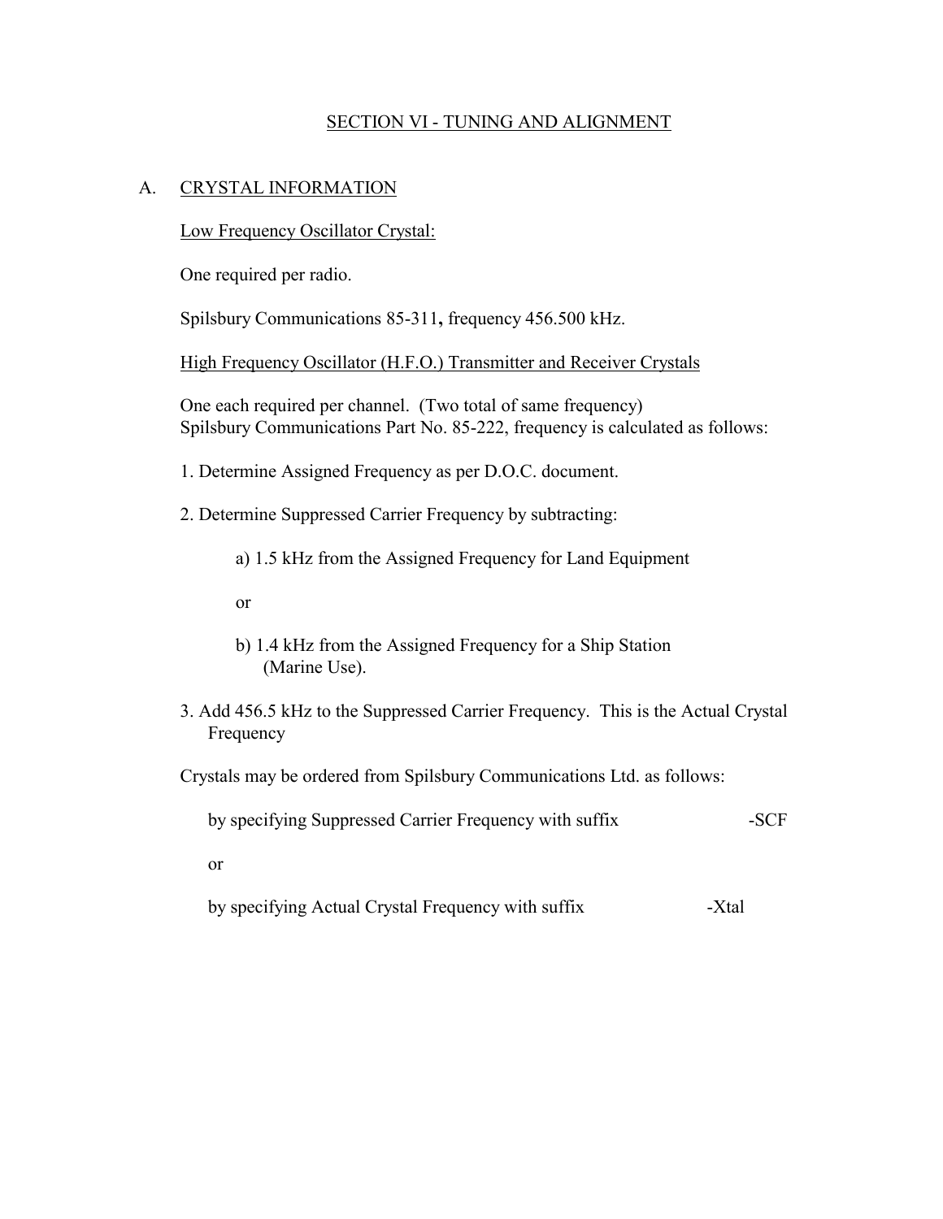## SECTION VI - TUNING AND ALIGNMENT

### A. CRYSTAL INFORMATION

Low Frequency Oscillator Crystal:

One required per radio.

Spilsbury Communications 85-311**,** frequency 456.500 kHz.

High Frequency Oscillator (H.F.O.) Transmitter and Receiver Crystals

One each required per channel. (Two total of same frequency)
Spilsbury Communications Part No. 85-222, frequency is calculated as follows:

1. Determine Assigned Frequency as per D.O.C. document.

2. Determine Suppressed Carrier Frequency by subtracting:

   a) 1.5 kHz from the Assigned Frequency for Land Equipment

   or

   b) 1.4 kHz from the Assigned Frequency for a Ship Station (Marine Use).

3. Add 456.5 kHz to the Suppressed Carrier Frequency. This is the Actual Crystal Frequency

Crystals may be ordered from Spilsbury Communications Ltd. as follows:

by specifying Suppressed Carrier Frequency with suffix -SCF

or

by specifying Actual Crystal Frequency with suffix -Xtal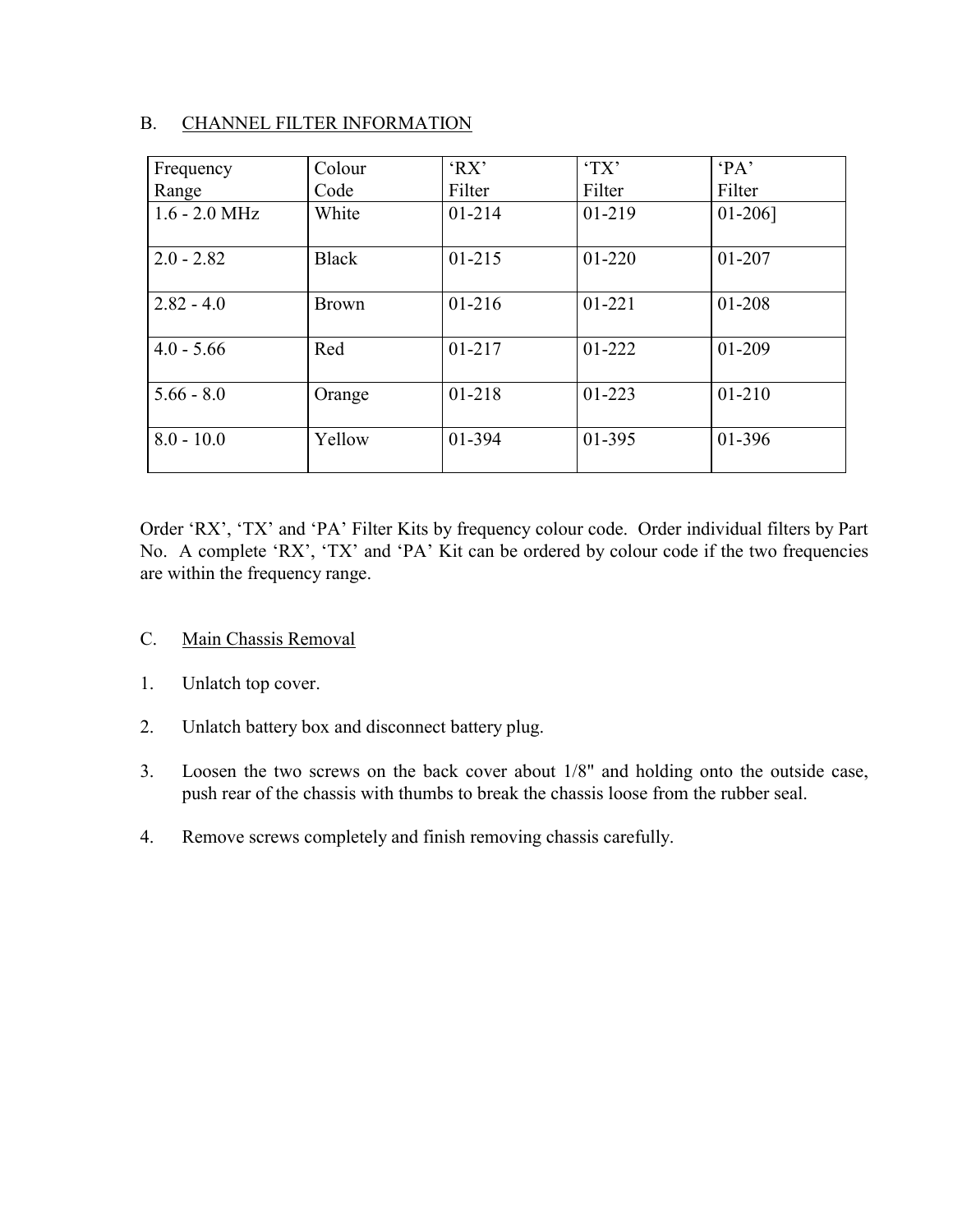## B. CHANNEL FILTER INFORMATION

| Frequency Range | Colour Code | 'RX' Filter | 'TX' Filter | 'PA' Filter |
|---|---|---|---|---|
| 1.6 - 2.0 MHz | White | 01-214 | 01-219 | 01-206] |
| 2.0 - 2.82 | Black | 01-215 | 01-220 | 01-207 |
| 2.82 - 4.0 | Brown | 01-216 | 01-221 | 01-208 |
| 4.0 - 5.66 | Red | 01-217 | 01-222 | 01-209 |
| 5.66 - 8.0 | Orange | 01-218 | 01-223 | 01-210 |
| 8.0 - 10.0 | Yellow | 01-394 | 01-395 | 01-396 |

Order 'RX', 'TX' and 'PA' Filter Kits by frequency colour code. Order individual filters by Part No. A complete 'RX', 'TX' and 'PA' Kit can be ordered by colour code if the two frequencies are within the frequency range.

## C. Main Chassis Removal

1. Unlatch top cover.
2. Unlatch battery box and disconnect battery plug.
3. Loosen the two screws on the back cover about 1/8" and holding onto the outside case, push rear of the chassis with thumbs to break the chassis loose from the rubber seal.
4. Remove screws completely and finish removing chassis carefully.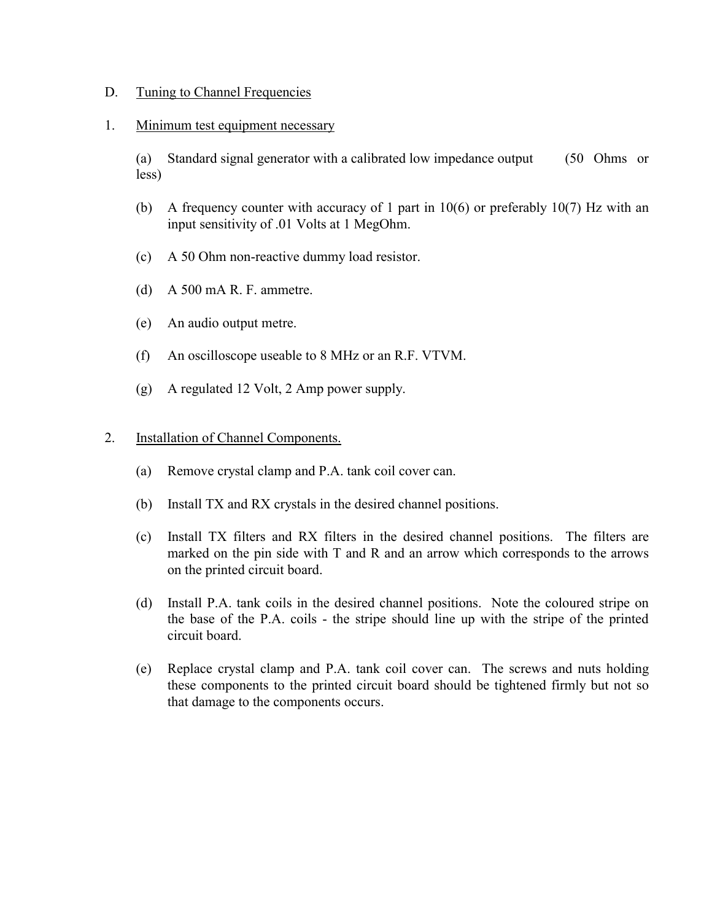D. Tuning to Channel Frequencies

1. Minimum test equipment necessary

   (a) Standard signal generator with a calibrated low impedance output (50 Ohms or less)

   (b) A frequency counter with accuracy of 1 part in 10(6) or preferably 10(7) Hz with an input sensitivity of .01 Volts at 1 MegOhm.

   (c) A 50 Ohm non-reactive dummy load resistor.

   (d) A 500 mA R. F. ammetre.

   (e) An audio output metre.

   (f) An oscilloscope useable to 8 MHz or an R.F. VTVM.

   (g) A regulated 12 Volt, 2 Amp power supply.

2. Installation of Channel Components.

   (a) Remove crystal clamp and P.A. tank coil cover can.

   (b) Install TX and RX crystals in the desired channel positions.

   (c) Install TX filters and RX filters in the desired channel positions. The filters are marked on the pin side with T and R and an arrow which corresponds to the arrows on the printed circuit board.

   (d) Install P.A. tank coils in the desired channel positions. Note the coloured stripe on the base of the P.A. coils - the stripe should line up with the stripe of the printed circuit board.

   (e) Replace crystal clamp and P.A. tank coil cover can. The screws and nuts holding these components to the printed circuit board should be tightened firmly but not so that damage to the components occurs.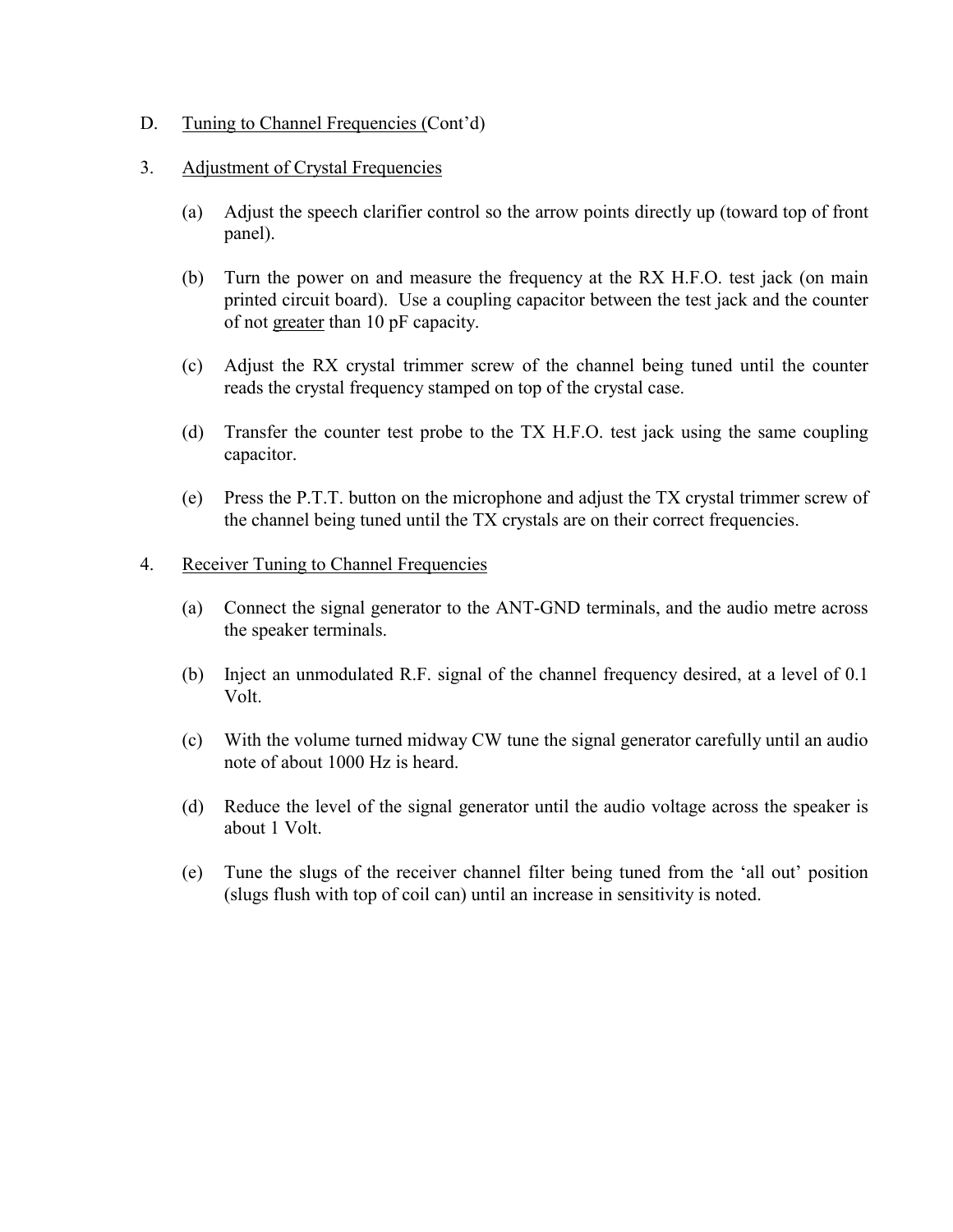D. Tuning to Channel Frequencies (Cont'd)

3. Adjustment of Crystal Frequencies

   (a) Adjust the speech clarifier control so the arrow points directly up (toward top of front panel).

   (b) Turn the power on and measure the frequency at the RX H.F.O. test jack (on main printed circuit board). Use a coupling capacitor between the test jack and the counter of not greater than 10 pF capacity.

   (c) Adjust the RX crystal trimmer screw of the channel being tuned until the counter reads the crystal frequency stamped on top of the crystal case.

   (d) Transfer the counter test probe to the TX H.F.O. test jack using the same coupling capacitor.

   (e) Press the P.T.T. button on the microphone and adjust the TX crystal trimmer screw of the channel being tuned until the TX crystals are on their correct frequencies.

4. Receiver Tuning to Channel Frequencies

   (a) Connect the signal generator to the ANT-GND terminals, and the audio metre across the speaker terminals.

   (b) Inject an unmodulated R.F. signal of the channel frequency desired, at a level of 0.1 Volt.

   (c) With the volume turned midway CW tune the signal generator carefully until an audio note of about 1000 Hz is heard.

   (d) Reduce the level of the signal generator until the audio voltage across the speaker is about 1 Volt.

   (e) Tune the slugs of the receiver channel filter being tuned from the 'all out' position (slugs flush with top of coil can) until an increase in sensitivity is noted.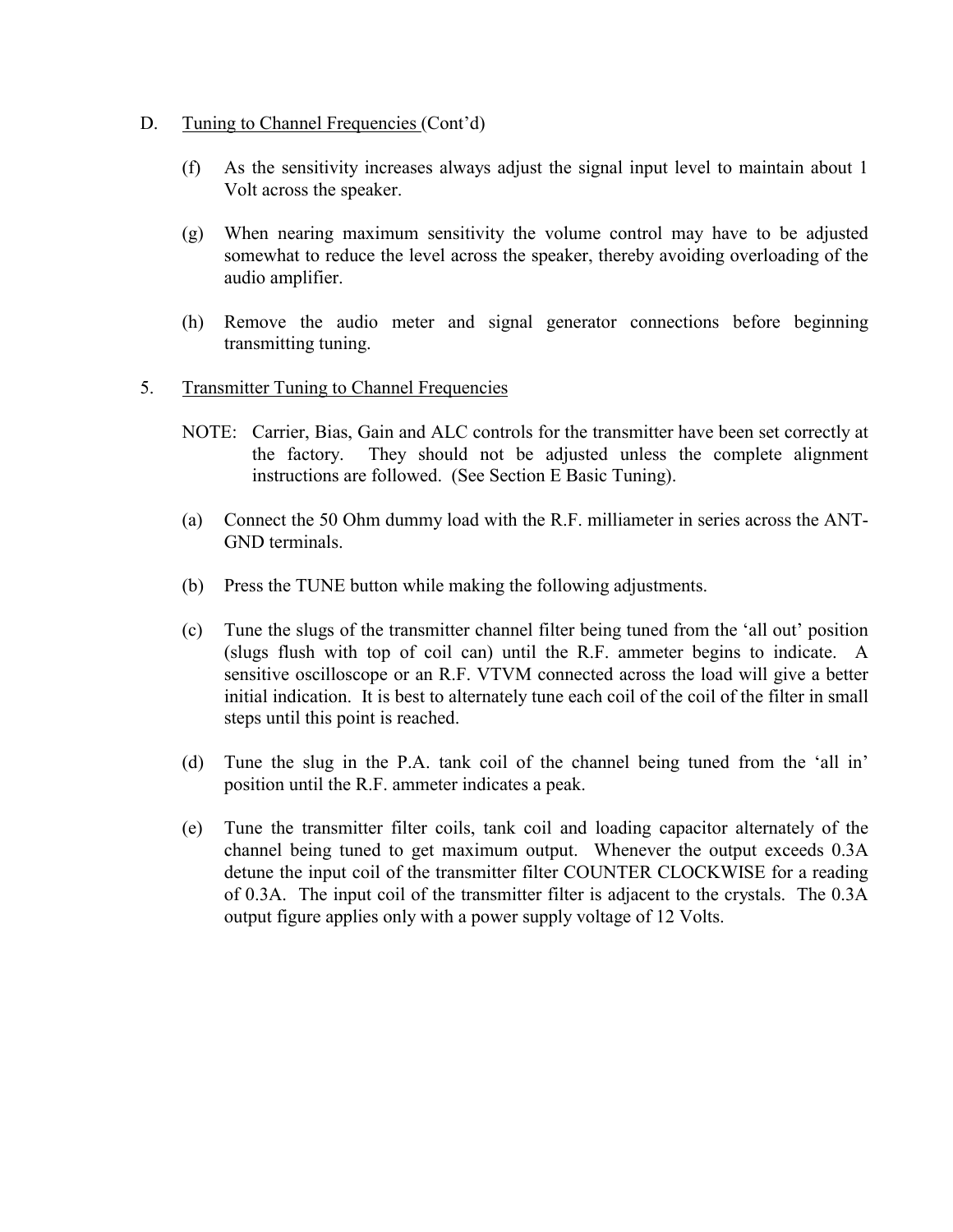D. Tuning to Channel Frequencies (Cont'd)

(f) As the sensitivity increases always adjust the signal input level to maintain about 1 Volt across the speaker.

(g) When nearing maximum sensitivity the volume control may have to be adjusted somewhat to reduce the level across the speaker, thereby avoiding overloading of the audio amplifier.

(h) Remove the audio meter and signal generator connections before beginning transmitting tuning.

5. Transmitter Tuning to Channel Frequencies

NOTE: Carrier, Bias, Gain and ALC controls for the transmitter have been set correctly at the factory. They should not be adjusted unless the complete alignment instructions are followed. (See Section E Basic Tuning).

(a) Connect the 50 Ohm dummy load with the R.F. milliameter in series across the ANT-GND terminals.

(b) Press the TUNE button while making the following adjustments.

(c) Tune the slugs of the transmitter channel filter being tuned from the 'all out' position (slugs flush with top of coil can) until the R.F. ammeter begins to indicate. A sensitive oscilloscope or an R.F. VTVM connected across the load will give a better initial indication. It is best to alternately tune each coil of the coil of the filter in small steps until this point is reached.

(d) Tune the slug in the P.A. tank coil of the channel being tuned from the 'all in' position until the R.F. ammeter indicates a peak.

(e) Tune the transmitter filter coils, tank coil and loading capacitor alternately of the channel being tuned to get maximum output. Whenever the output exceeds 0.3A detune the input coil of the transmitter filter COUNTER CLOCKWISE for a reading of 0.3A. The input coil of the transmitter filter is adjacent to the crystals. The 0.3A output figure applies only with a power supply voltage of 12 Volts.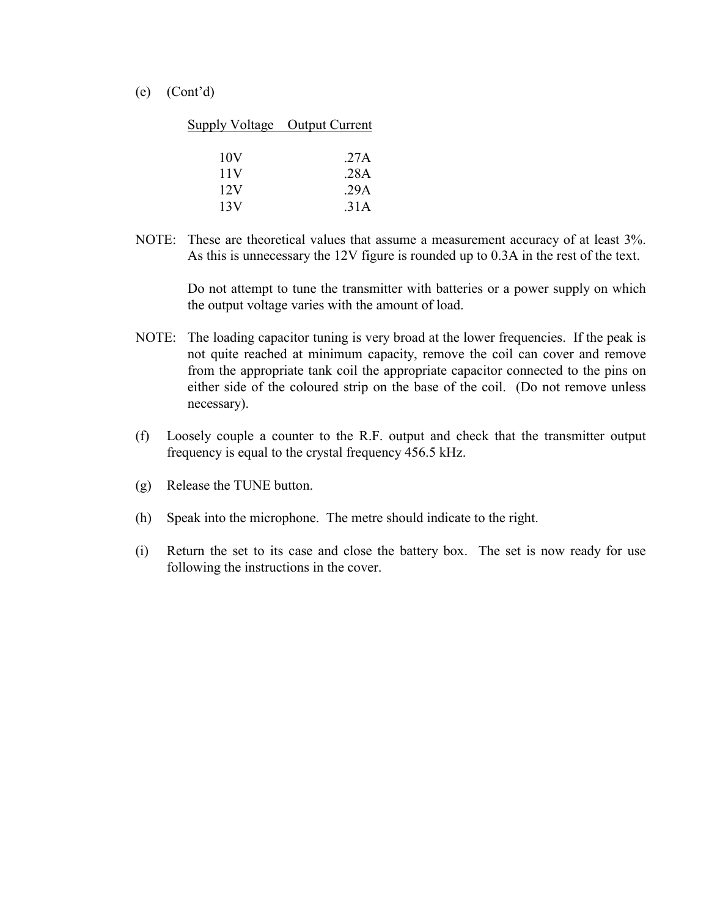(e) (Cont'd)

| Supply Voltage | Output Current |
|---|---|
| 10V | .27A |
| 11V | .28A |
| 12V | .29A |
| 13V | .31A |

NOTE: These are theoretical values that assume a measurement accuracy of at least 3%. As this is unnecessary the 12V figure is rounded up to 0.3A in the rest of the text.

Do not attempt to tune the transmitter with batteries or a power supply on which the output voltage varies with the amount of load.

NOTE: The loading capacitor tuning is very broad at the lower frequencies. If the peak is not quite reached at minimum capacity, remove the coil can cover and remove from the appropriate tank coil the appropriate capacitor connected to the pins on either side of the coloured strip on the base of the coil. (Do not remove unless necessary).

(f) Loosely couple a counter to the R.F. output and check that the transmitter output frequency is equal to the crystal frequency 456.5 kHz.

(g) Release the TUNE button.

(h) Speak into the microphone. The metre should indicate to the right.

(i) Return the set to its case and close the battery box. The set is now ready for use following the instructions in the cover.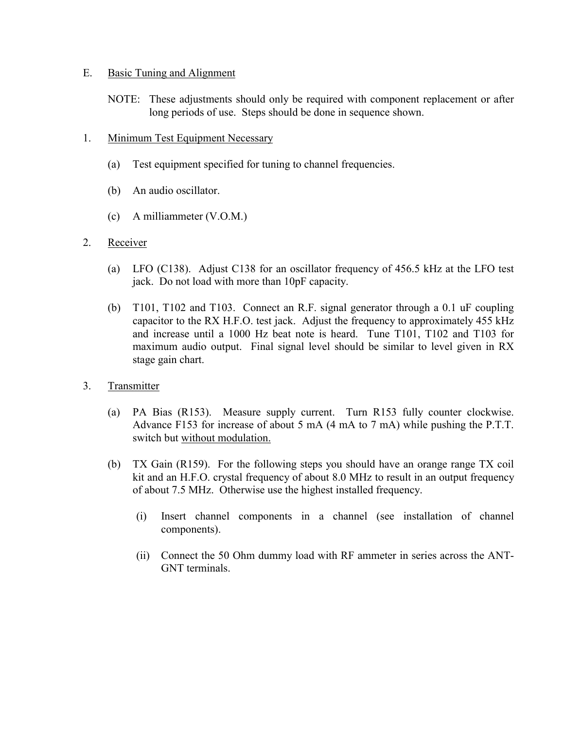## E. Basic Tuning and Alignment

NOTE: These adjustments should only be required with component replacement or after long periods of use. Steps should be done in sequence shown.

### 1. Minimum Test Equipment Necessary

(a) Test equipment specified for tuning to channel frequencies.

(b) An audio oscillator.

(c) A milliammeter (V.O.M.)

### 2. Receiver

(a) LFO (C138). Adjust C138 for an oscillator frequency of 456.5 kHz at the LFO test jack. Do not load with more than 10pF capacity.

(b) T101, T102 and T103. Connect an R.F. signal generator through a 0.1 uF coupling capacitor to the RX H.F.O. test jack. Adjust the frequency to approximately 455 kHz and increase until a 1000 Hz beat note is heard. Tune T101, T102 and T103 for maximum audio output. Final signal level should be similar to level given in RX stage gain chart.

### 3. Transmitter

(a) PA Bias (R153). Measure supply current. Turn R153 fully counter clockwise. Advance F153 for increase of about 5 mA (4 mA to 7 mA) while pushing the P.T.T. switch but without modulation.

(b) TX Gain (R159). For the following steps you should have an orange range TX coil kit and an H.F.O. crystal frequency of about 8.0 MHz to result in an output frequency of about 7.5 MHz. Otherwise use the highest installed frequency.

(i) Insert channel components in a channel (see installation of channel components).

(ii) Connect the 50 Ohm dummy load with RF ammeter in series across the ANT-GNT terminals.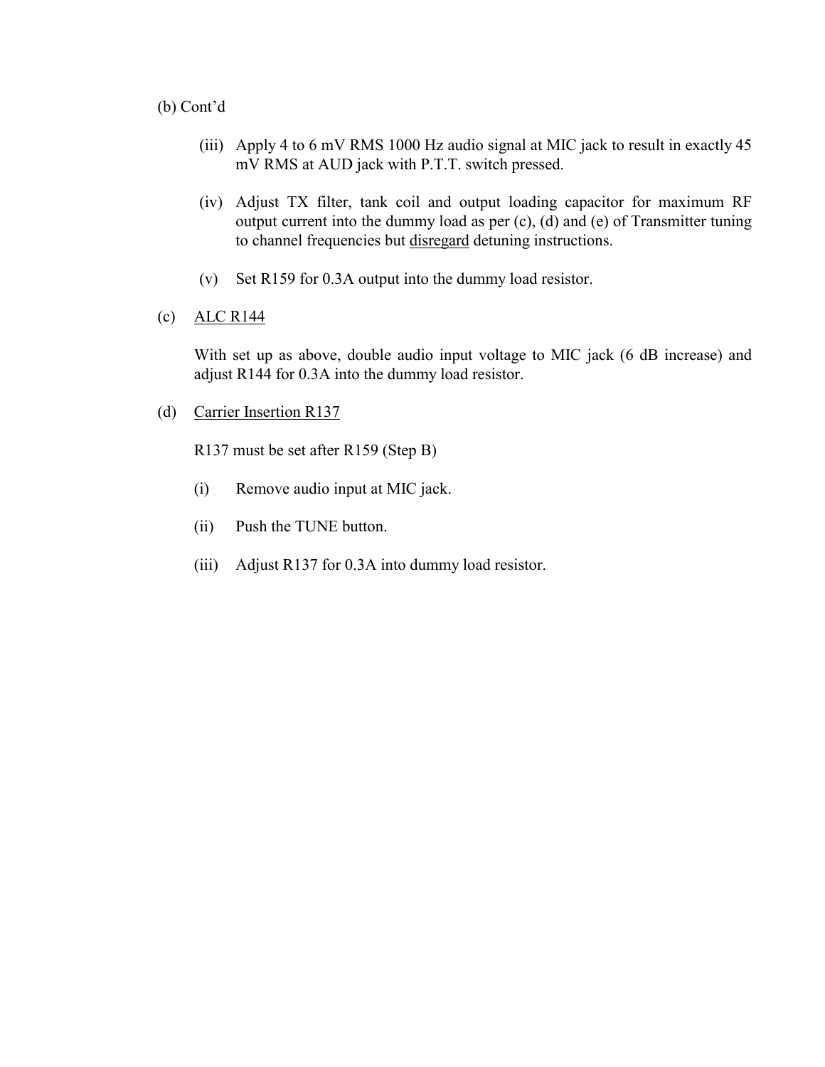(b) Cont'd

(iii) Apply 4 to 6 mV RMS 1000 Hz audio signal at MIC jack to result in exactly 45 mV RMS at AUD jack with P.T.T. switch pressed.

(iv) Adjust TX filter, tank coil and output loading capacitor for maximum RF output current into the dummy load as per (c), (d) and (e) of Transmitter tuning to channel frequencies but <u>disregard</u> detuning instructions.

(v) Set R159 for 0.3A output into the dummy load resistor.

(c) <u>ALC R144</u>

With set up as above, double audio input voltage to MIC jack (6 dB increase) and adjust R144 for 0.3A into the dummy load resistor.

(d) <u>Carrier Insertion R137</u>

R137 must be set after R159 (Step B)

(i) Remove audio input at MIC jack.

(ii) Push the TUNE button.

(iii) Adjust R137 for 0.3A into dummy load resistor.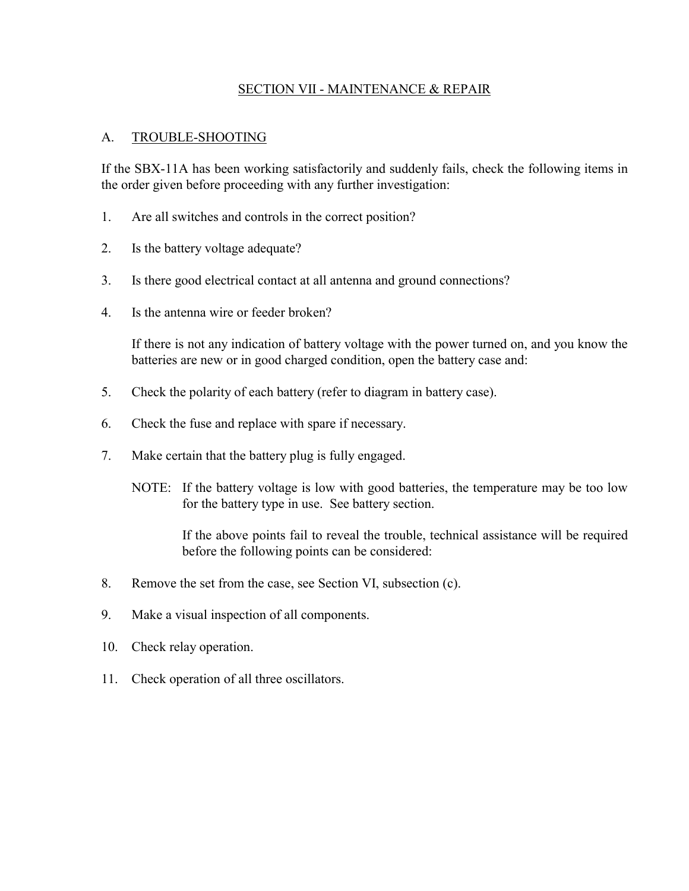## SECTION VII - MAINTENANCE & REPAIR

### A. TROUBLE-SHOOTING

If the SBX-11A has been working satisfactorily and suddenly fails, check the following items in the order given before proceeding with any further investigation:

1. Are all switches and controls in the correct position?

2. Is the battery voltage adequate?

3. Is there good electrical contact at all antenna and ground connections?

4. Is the antenna wire or feeder broken?

   If there is not any indication of battery voltage with the power turned on, and you know the batteries are new or in good charged condition, open the battery case and:

5. Check the polarity of each battery (refer to diagram in battery case).

6. Check the fuse and replace with spare if necessary.

7. Make certain that the battery plug is fully engaged.

   NOTE: If the battery voltage is low with good batteries, the temperature may be too low for the battery type in use. See battery section.

   If the above points fail to reveal the trouble, technical assistance will be required before the following points can be considered:

8. Remove the set from the case, see Section VI, subsection (c).

9. Make a visual inspection of all components.

10. Check relay operation.

11. Check operation of all three oscillators.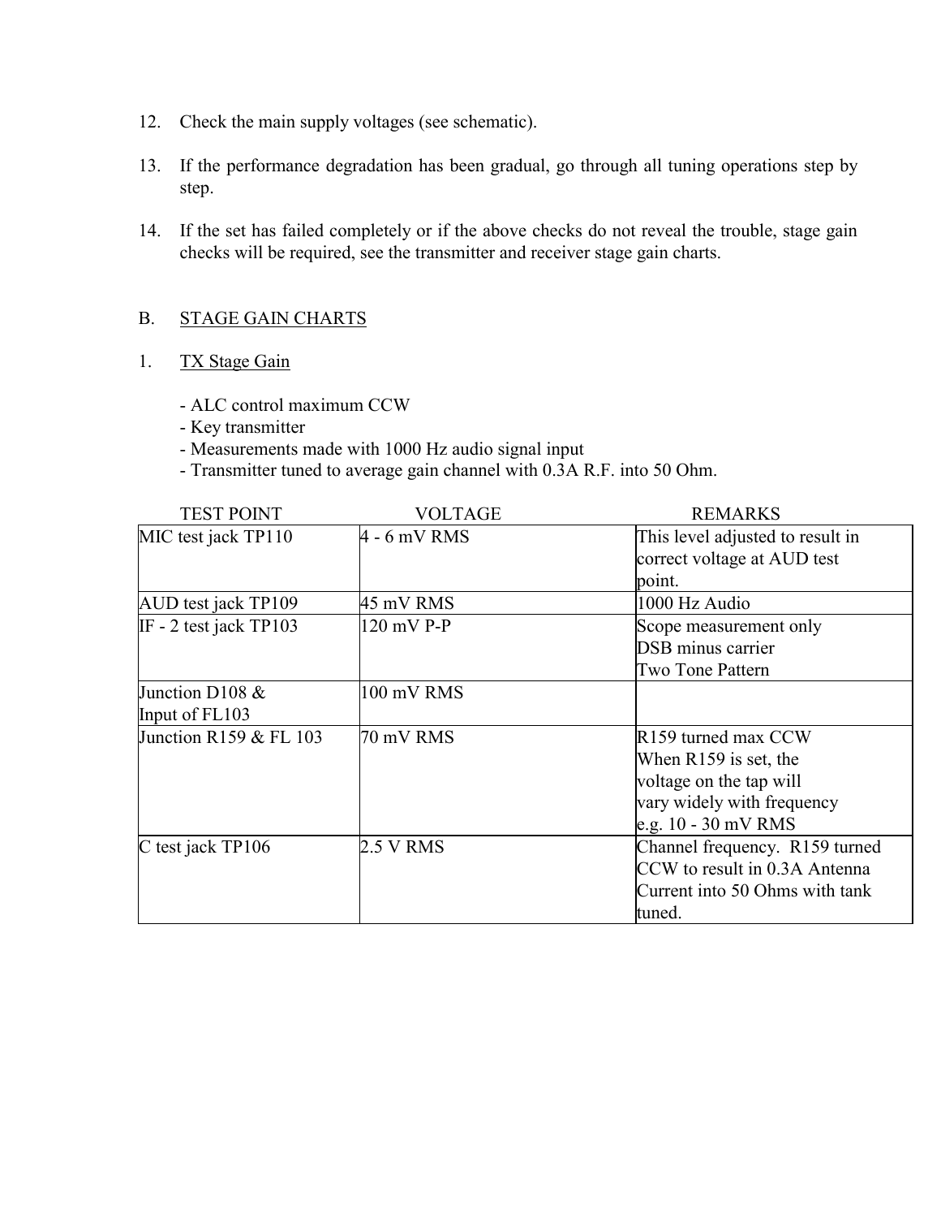12. Check the main supply voltages (see schematic).

13. If the performance degradation has been gradual, go through all tuning operations step by step.

14. If the set has failed completely or if the above checks do not reveal the trouble, stage gain checks will be required, see the transmitter and receiver stage gain charts.

## B. STAGE GAIN CHARTS

### 1. TX Stage Gain

- ALC control maximum CCW
- Key transmitter
- Measurements made with 1000 Hz audio signal input
- Transmitter tuned to average gain channel with 0.3A R.F. into 50 Ohm.

| TEST POINT | VOLTAGE | REMARKS |
|---|---|---|
| MIC test jack TP110 | 4 - 6 mV RMS | This level adjusted to result in correct voltage at AUD test point. |
| AUD test jack TP109 | 45 mV RMS | 1000 Hz Audio |
| IF - 2 test jack TP103 | 120 mV P-P | Scope measurement only<br>DSB minus carrier<br>Two Tone Pattern |
| Junction D108 &<br>Input of FL103 | 100 mV RMS | |
| Junction R159 & FL 103 | 70 mV RMS | R159 turned max CCW<br>When R159 is set, the voltage on the tap will vary widely with frequency e.g. 10 - 30 mV RMS |
| C test jack TP106 | 2.5 V RMS | Channel frequency. R159 turned CCW to result in 0.3A Antenna Current into 50 Ohms with tank tuned. |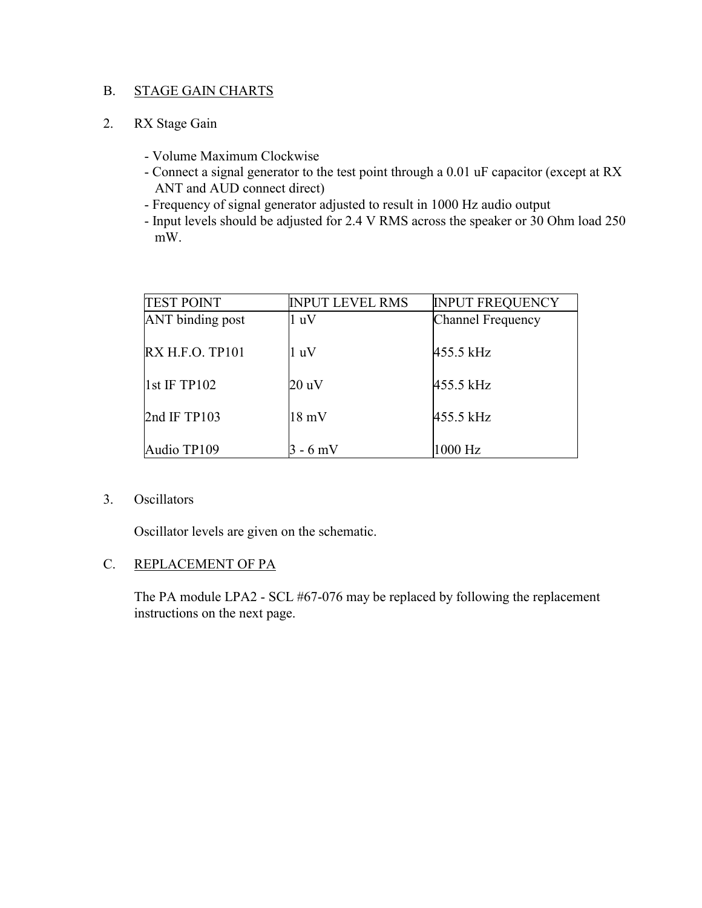## B. STAGE GAIN CHARTS

2. RX Stage Gain

   - Volume Maximum Clockwise
   - Connect a signal generator to the test point through a 0.01 uF capacitor (except at RX ANT and AUD connect direct)
   - Frequency of signal generator adjusted to result in 1000 Hz audio output
   - Input levels should be adjusted for 2.4 V RMS across the speaker or 30 Ohm load 250 mW.

| TEST POINT | INPUT LEVEL RMS | INPUT FREQUENCY |
|---|---|---|
| ANT binding post | 1 uV | Channel Frequency |
| RX H.F.O. TP101 | 1 uV | 455.5 kHz |
| 1st IF TP102 | 20 uV | 455.5 kHz |
| 2nd IF TP103 | 18 mV | 455.5 kHz |
| Audio TP109 | 3 - 6 mV | 1000 Hz |

3. Oscillators

   Oscillator levels are given on the schematic.

## C. REPLACEMENT OF PA

The PA module LPA2 - SCL #67-076 may be replaced by following the replacement instructions on the next page.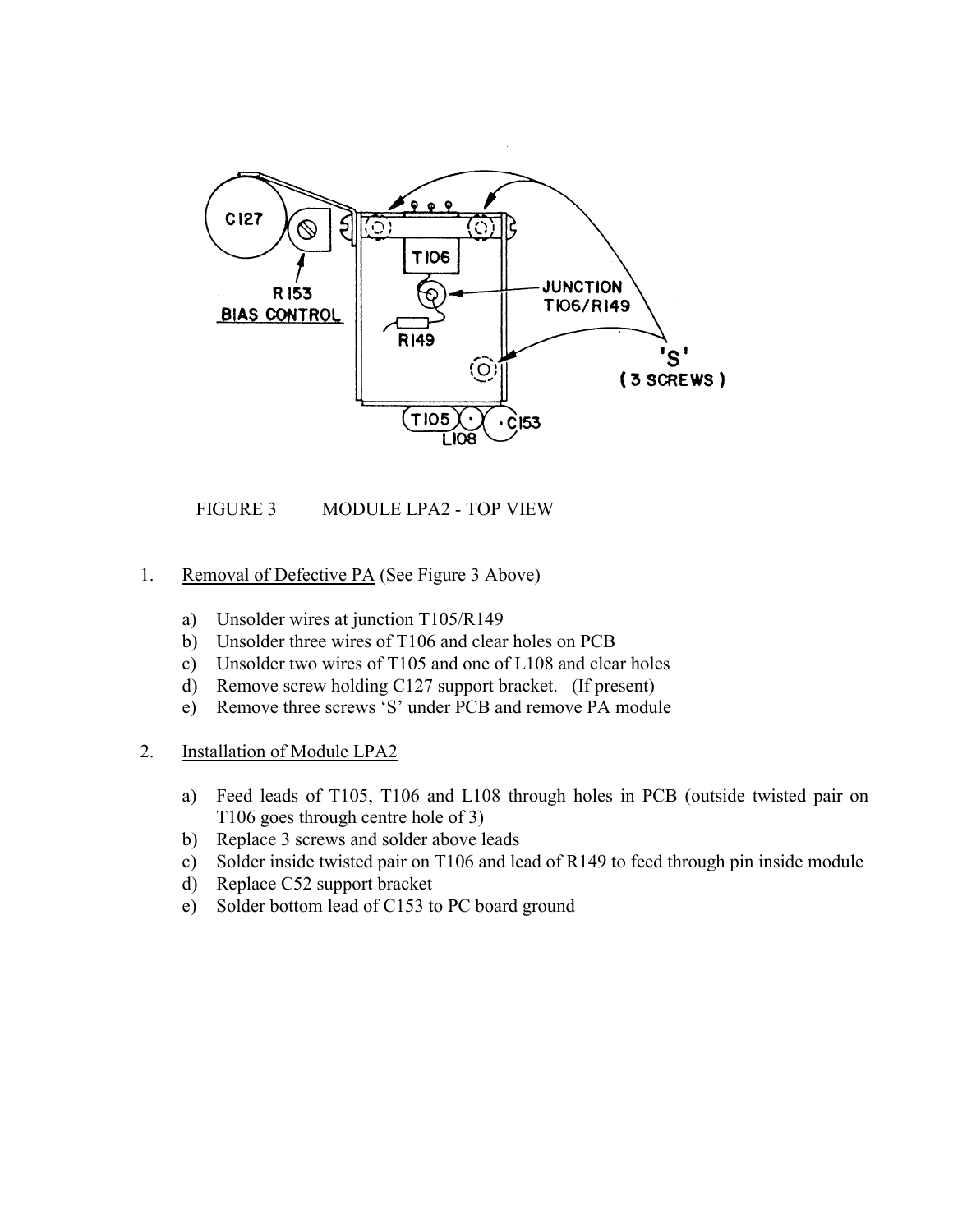FIGURE 3          MODULE LPA2 - TOP VIEW

1. Removal of Defective PA (See Figure 3 Above)

   a) Unsolder wires at junction T105/R149
   b) Unsolder three wires of T106 and clear holes on PCB
   c) Unsolder two wires of T105 and one of L108 and clear holes
   d) Remove screw holding C127 support bracket. (If present)
   e) Remove three screws 'S' under PCB and remove PA module

2. Installation of Module LPA2

   a) Feed leads of T105, T106 and L108 through holes in PCB (outside twisted pair on T106 goes through centre hole of 3)
   b) Replace 3 screws and solder above leads
   c) Solder inside twisted pair on T106 and lead of R149 to feed through pin inside module
   d) Replace C52 support bracket
   e) Solder bottom lead of C153 to PC board ground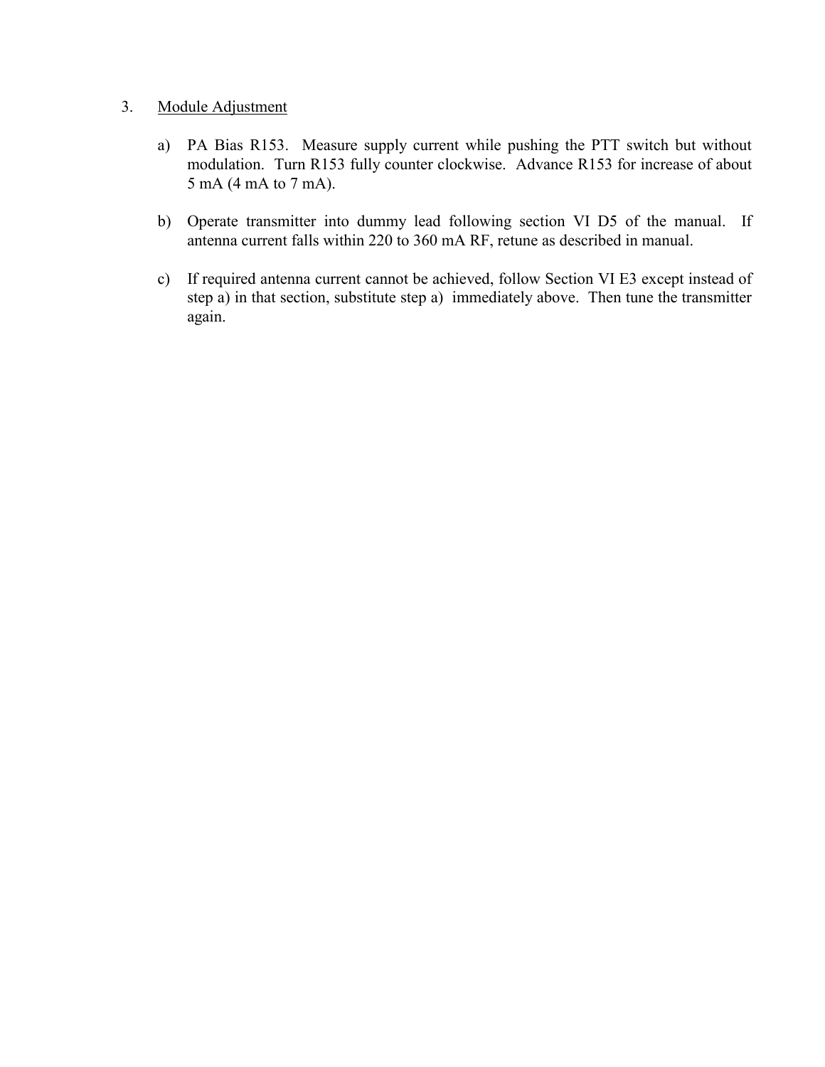3. Module Adjustment

a) PA Bias R153. Measure supply current while pushing the PTT switch but without modulation. Turn R153 fully counter clockwise. Advance R153 for increase of about 5 mA (4 mA to 7 mA).

b) Operate transmitter into dummy lead following section VI D5 of the manual. If antenna current falls within 220 to 360 mA RF, retune as described in manual.

c) If required antenna current cannot be achieved, follow Section VI E3 except instead of step a) in that section, substitute step a) immediately above. Then tune the transmitter again.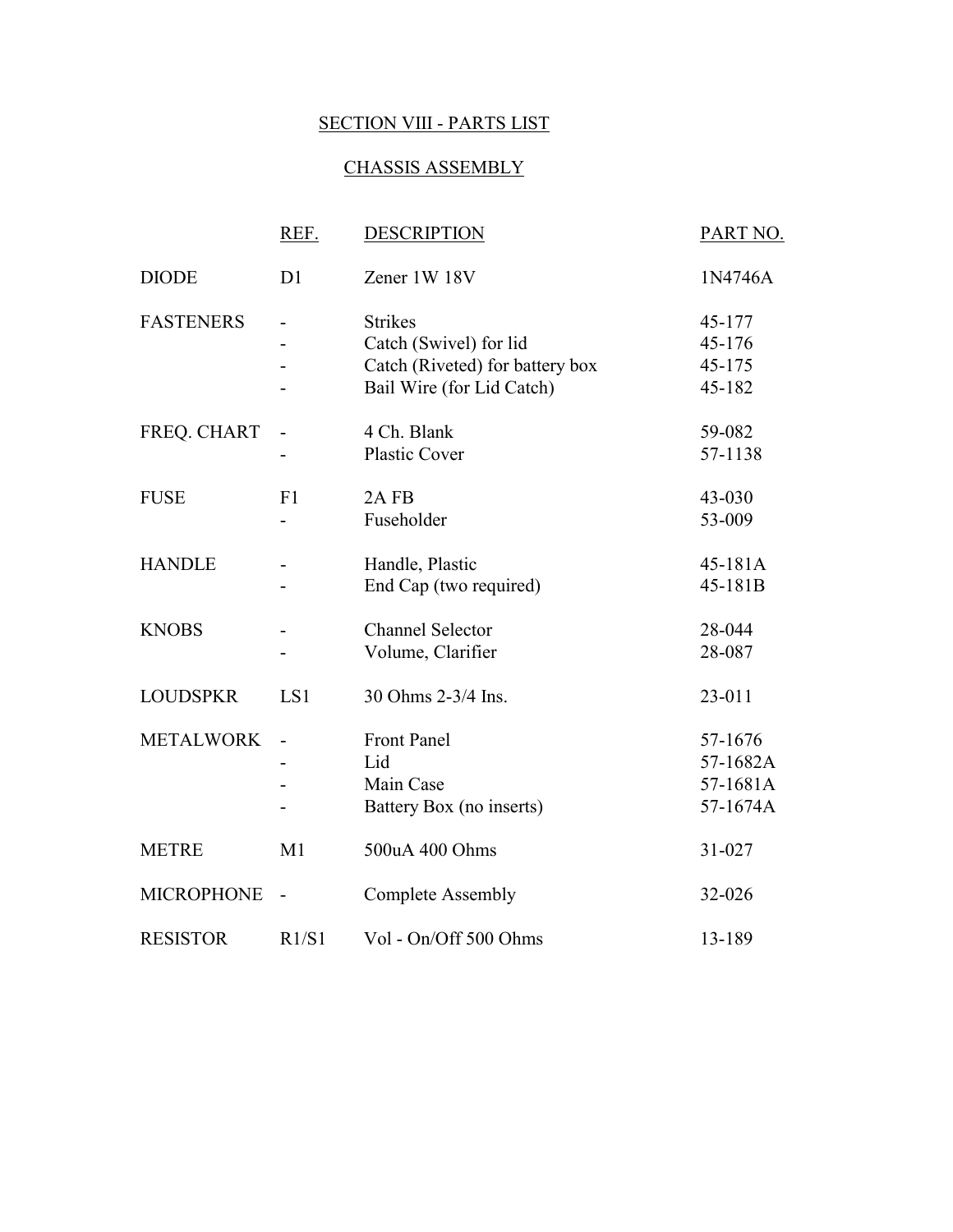## SECTION VIII - PARTS LIST

### CHASSIS ASSEMBLY

| | REF. | DESCRIPTION | PART NO. |
|---|---|---|---|
| DIODE | D1 | Zener 1W 18V | 1N4746A |
| FASTENERS | - | Strikes | 45-177 |
| | - | Catch (Swivel) for lid | 45-176 |
| | - | Catch (Riveted) for battery box | 45-175 |
| | - | Bail Wire (for Lid Catch) | 45-182 |
| FREQ. CHART | - | 4 Ch. Blank | 59-082 |
| | - | Plastic Cover | 57-1138 |
| FUSE | F1 | 2A FB | 43-030 |
| | - | Fuseholder | 53-009 |
| HANDLE | - | Handle, Plastic | 45-181A |
| | - | End Cap (two required) | 45-181B |
| KNOBS | - | Channel Selector | 28-044 |
| | - | Volume, Clarifier | 28-087 |
| LOUDSPKR | LS1 | 30 Ohms 2-3/4 Ins. | 23-011 |
| METALWORK | - | Front Panel | 57-1676 |
| | - | Lid | 57-1682A |
| | - | Main Case | 57-1681A |
| | - | Battery Box (no inserts) | 57-1674A |
| METRE | M1 | 500uA 400 Ohms | 31-027 |
| MICROPHONE | - | Complete Assembly | 32-026 |
| RESISTOR | R1/S1 | Vol - On/Off 500 Ohms | 13-189 |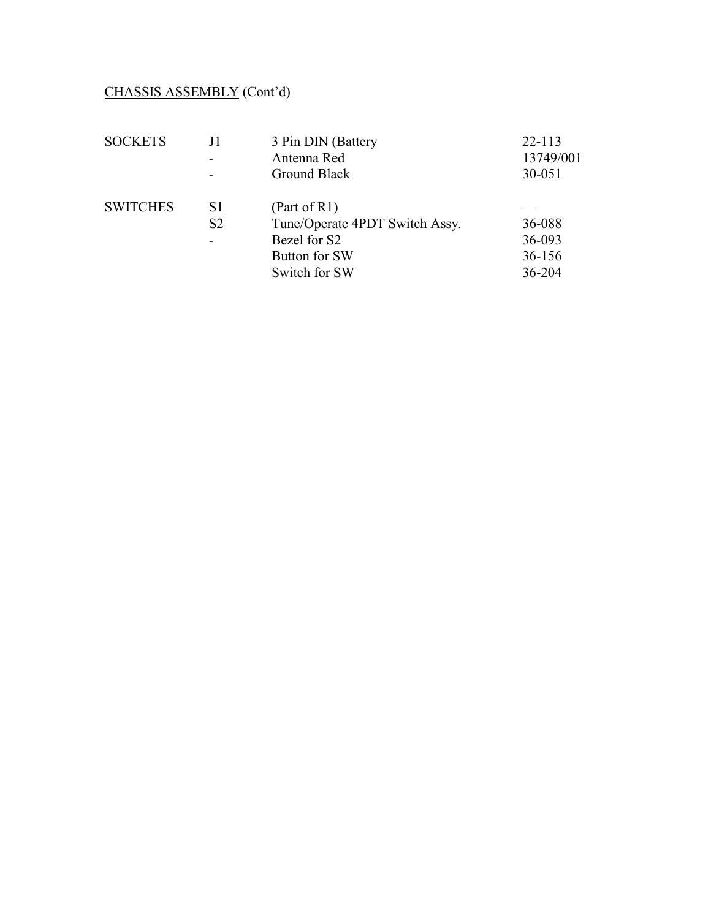CHASSIS ASSEMBLY (Cont'd)

| | | | |
|---|---|---|---|
| SOCKETS | J1 | 3 Pin DIN (Battery | 22-113 |
| | - | Antenna Red | 13749/001 |
| | - | Ground Black | 30-051 |
| | | | |
| SWITCHES | S1 | (Part of R1) | — |
| | S2 | Tune/Operate 4PDT Switch Assy. | 36-088 |
| | - | Bezel for S2 | 36-093 |
| | | Button for SW | 36-156 |
| | | Switch for SW | 36-204 |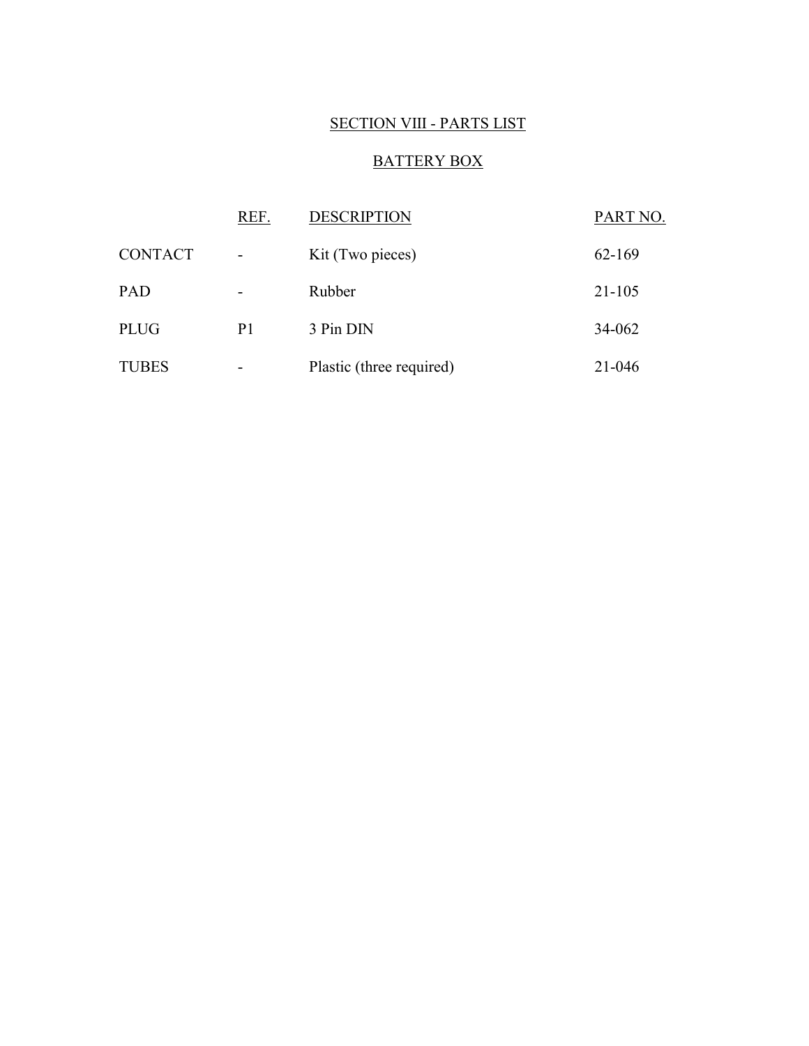## SECTION VIII - PARTS LIST

### BATTERY BOX

| | REF. | DESCRIPTION | PART NO. |
|---|---|---|---|
| CONTACT | - | Kit (Two pieces) | 62-169 |
| PAD | - | Rubber | 21-105 |
| PLUG | P1 | 3 Pin DIN | 34-062 |
| TUBES | - | Plastic (three required) | 21-046 |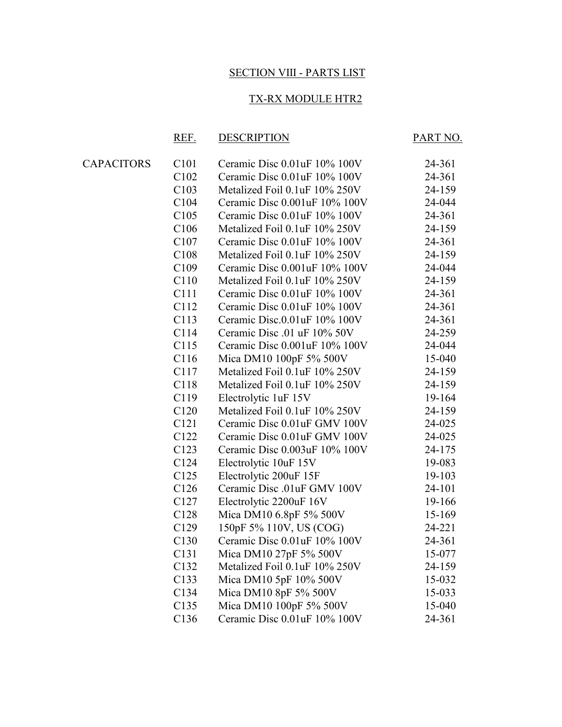# SECTION VIII - PARTS LIST

## TX-RX MODULE HTR2

| | REF. | DESCRIPTION | PART NO. |
|---|---|---|---|
| CAPACITORS | C101 | Ceramic Disc 0.01uF 10% 100V | 24-361 |
| | C102 | Ceramic Disc 0.01uF 10% 100V | 24-361 |
| | C103 | Metalized Foil 0.1uF 10% 250V | 24-159 |
| | C104 | Ceramic Disc 0.001uF 10% 100V | 24-044 |
| | C105 | Ceramic Disc 0.01uF 10% 100V | 24-361 |
| | C106 | Metalized Foil 0.1uF 10% 250V | 24-159 |
| | C107 | Ceramic Disc 0.01uF 10% 100V | 24-361 |
| | C108 | Metalized Foil 0.1uF 10% 250V | 24-159 |
| | C109 | Ceramic Disc 0.001uF 10% 100V | 24-044 |
| | C110 | Metalized Foil 0.1uF 10% 250V | 24-159 |
| | C111 | Ceramic Disc 0.01uF 10% 100V | 24-361 |
| | C112 | Ceramic Disc 0.01uF 10% 100V | 24-361 |
| | C113 | Ceramic Disc.0.01uF 10% 100V | 24-361 |
| | C114 | Ceramic Disc .01 uF 10% 50V | 24-259 |
| | C115 | Ceramic Disc 0.001uF 10% 100V | 24-044 |
| | C116 | Mica DM10 100pF 5% 500V | 15-040 |
| | C117 | Metalized Foil 0.1uF 10% 250V | 24-159 |
| | C118 | Metalized Foil 0.1uF 10% 250V | 24-159 |
| | C119 | Electrolytic 1uF 15V | 19-164 |
| | C120 | Metalized Foil 0.1uF 10% 250V | 24-159 |
| | C121 | Ceramic Disc 0.01uF GMV 100V | 24-025 |
| | C122 | Ceramic Disc 0.01uF GMV 100V | 24-025 |
| | C123 | Ceramic Disc 0.003uF 10% 100V | 24-175 |
| | C124 | Electrolytic 10uF 15V | 19-083 |
| | C125 | Electrolytic 200uF 15F | 19-103 |
| | C126 | Ceramic Disc .01uF GMV 100V | 24-101 |
| | C127 | Electrolytic 2200uF 16V | 19-166 |
| | C128 | Mica DM10 6.8pF 5% 500V | 15-169 |
| | C129 | 150pF 5% 110V, US (COG) | 24-221 |
| | C130 | Ceramic Disc 0.01uF 10% 100V | 24-361 |
| | C131 | Mica DM10 27pF 5% 500V | 15-077 |
| | C132 | Metalized Foil 0.1uF 10% 250V | 24-159 |
| | C133 | Mica DM10 5pF 10% 500V | 15-032 |
| | C134 | Mica DM10 8pF 5% 500V | 15-033 |
| | C135 | Mica DM10 100pF 5% 500V | 15-040 |
| | C136 | Ceramic Disc 0.01uF 10% 100V | 24-361 |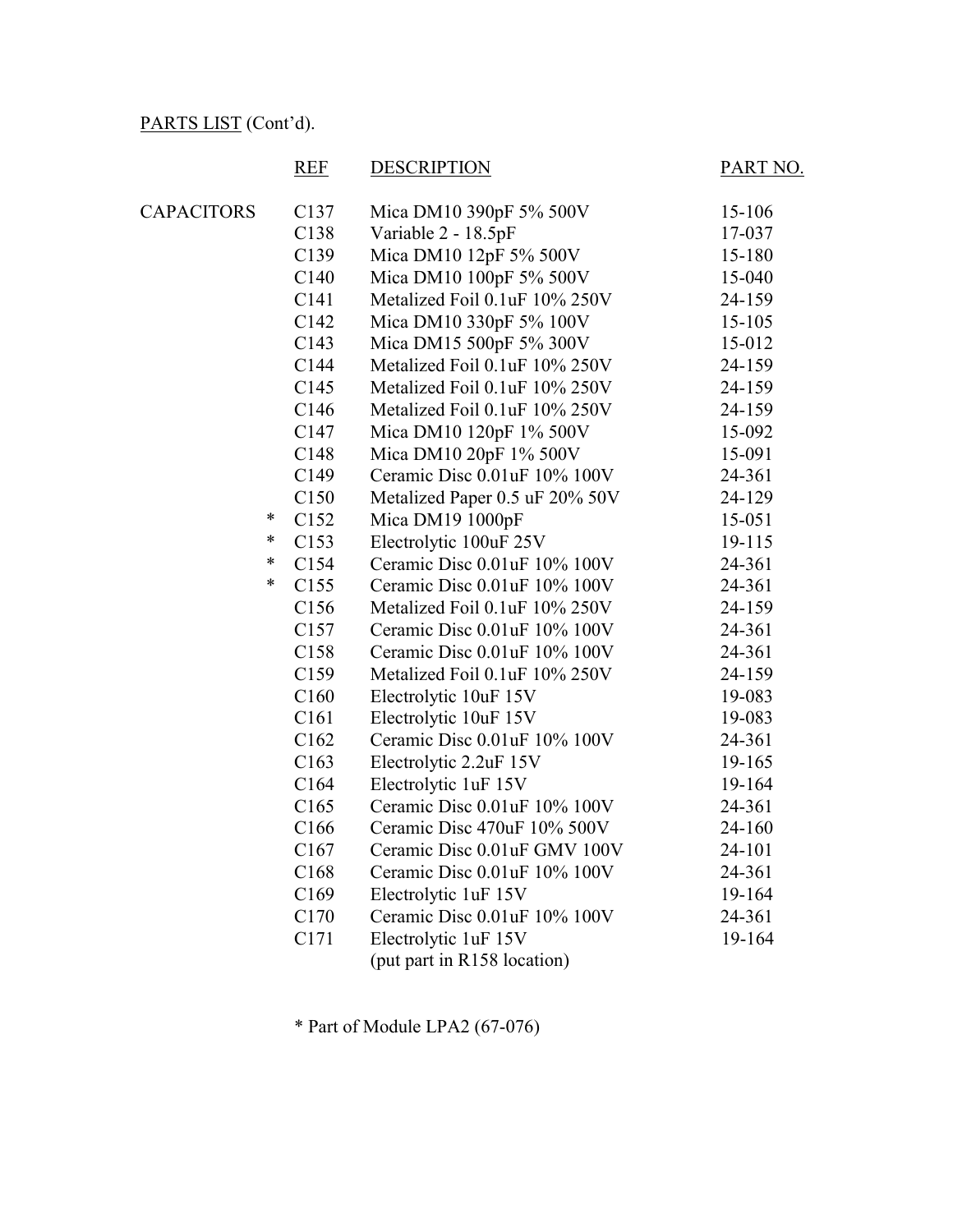PARTS LIST (Cont'd).

| | | REF | DESCRIPTION | PART NO. |
|---|---|---|---|---|
| CAPACITORS | | C137 | Mica DM10 390pF 5% 500V | 15-106 |
| | | C138 | Variable 2 - 18.5pF | 17-037 |
| | | C139 | Mica DM10 12pF 5% 500V | 15-180 |
| | | C140 | Mica DM10 100pF 5% 500V | 15-040 |
| | | C141 | Metalized Foil 0.1uF 10% 250V | 24-159 |
| | | C142 | Mica DM10 330pF 5% 100V | 15-105 |
| | | C143 | Mica DM15 500pF 5% 300V | 15-012 |
| | | C144 | Metalized Foil 0.1uF 10% 250V | 24-159 |
| | | C145 | Metalized Foil 0.1uF 10% 250V | 24-159 |
| | | C146 | Metalized Foil 0.1uF 10% 250V | 24-159 |
| | | C147 | Mica DM10 120pF 1% 500V | 15-092 |
| | | C148 | Mica DM10 20pF 1% 500V | 15-091 |
| | | C149 | Ceramic Disc 0.01uF 10% 100V | 24-361 |
| | | C150 | Metalized Paper 0.5 uF 20% 50V | 24-129 |
| | * | C152 | Mica DM19 1000pF | 15-051 |
| | * | C153 | Electrolytic 100uF 25V | 19-115 |
| | * | C154 | Ceramic Disc 0.01uF 10% 100V | 24-361 |
| | * | C155 | Ceramic Disc 0.01uF 10% 100V | 24-361 |
| | | C156 | Metalized Foil 0.1uF 10% 250V | 24-159 |
| | | C157 | Ceramic Disc 0.01uF 10% 100V | 24-361 |
| | | C158 | Ceramic Disc 0.01uF 10% 100V | 24-361 |
| | | C159 | Metalized Foil 0.1uF 10% 250V | 24-159 |
| | | C160 | Electrolytic 10uF 15V | 19-083 |
| | | C161 | Electrolytic 10uF 15V | 19-083 |
| | | C162 | Ceramic Disc 0.01uF 10% 100V | 24-361 |
| | | C163 | Electrolytic 2.2uF 15V | 19-165 |
| | | C164 | Electrolytic 1uF 15V | 19-164 |
| | | C165 | Ceramic Disc 0.01uF 10% 100V | 24-361 |
| | | C166 | Ceramic Disc 470uF 10% 500V | 24-160 |
| | | C167 | Ceramic Disc 0.01uF GMV 100V | 24-101 |
| | | C168 | Ceramic Disc 0.01uF 10% 100V | 24-361 |
| | | C169 | Electrolytic 1uF 15V | 19-164 |
| | | C170 | Ceramic Disc 0.01uF 10% 100V | 24-361 |
| | | C171 | Electrolytic 1uF 15V (put part in R158 location) | 19-164 |

* Part of Module LPA2 (67-076)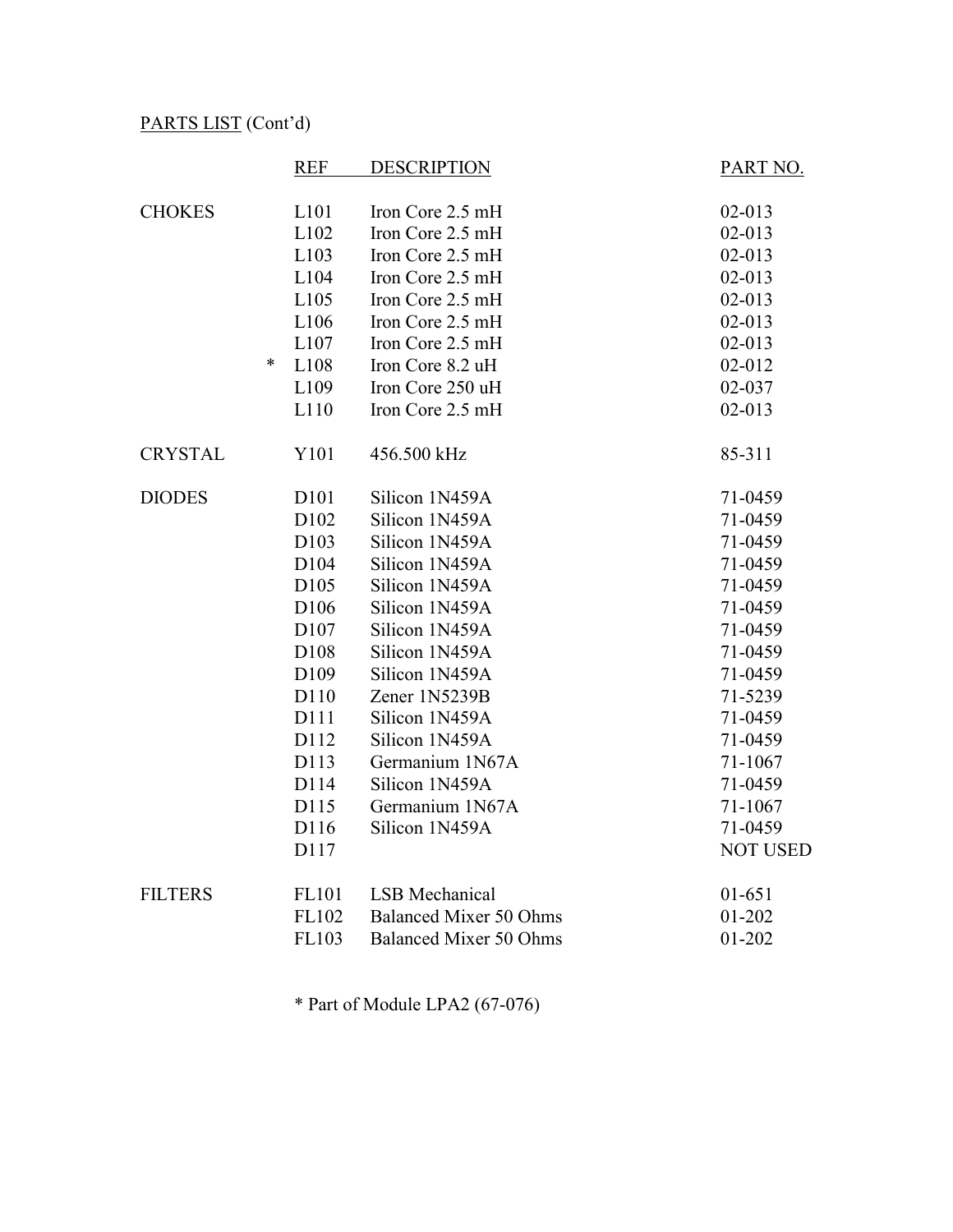PARTS LIST (Cont'd)

| | | REF | DESCRIPTION | PART NO. |
|---|---|---|---|---|
| CHOKES | | L101 | Iron Core 2.5 mH | 02-013 |
| | | L102 | Iron Core 2.5 mH | 02-013 |
| | | L103 | Iron Core 2.5 mH | 02-013 |
| | | L104 | Iron Core 2.5 mH | 02-013 |
| | | L105 | Iron Core 2.5 mH | 02-013 |
| | | L106 | Iron Core 2.5 mH | 02-013 |
| | | L107 | Iron Core 2.5 mH | 02-013 |
| | * | L108 | Iron Core 8.2 uH | 02-012 |
| | | L109 | Iron Core 250 uH | 02-037 |
| | | L110 | Iron Core 2.5 mH | 02-013 |
| CRYSTAL | | Y101 | 456.500 kHz | 85-311 |
| DIODES | | D101 | Silicon 1N459A | 71-0459 |
| | | D102 | Silicon 1N459A | 71-0459 |
| | | D103 | Silicon 1N459A | 71-0459 |
| | | D104 | Silicon 1N459A | 71-0459 |
| | | D105 | Silicon 1N459A | 71-0459 |
| | | D106 | Silicon 1N459A | 71-0459 |
| | | D107 | Silicon 1N459A | 71-0459 |
| | | D108 | Silicon 1N459A | 71-0459 |
| | | D109 | Silicon 1N459A | 71-0459 |
| | | D110 | Zener 1N5239B | 71-5239 |
| | | D111 | Silicon 1N459A | 71-0459 |
| | | D112 | Silicon 1N459A | 71-0459 |
| | | D113 | Germanium 1N67A | 71-1067 |
| | | D114 | Silicon 1N459A | 71-0459 |
| | | D115 | Germanium 1N67A | 71-1067 |
| | | D116 | Silicon 1N459A | 71-0459 |
| | | D117 | | NOT USED |
| FILTERS | | FL101 | LSB Mechanical | 01-651 |
| | | FL102 | Balanced Mixer 50 Ohms | 01-202 |
| | | FL103 | Balanced Mixer 50 Ohms | 01-202 |

* Part of Module LPA2 (67-076)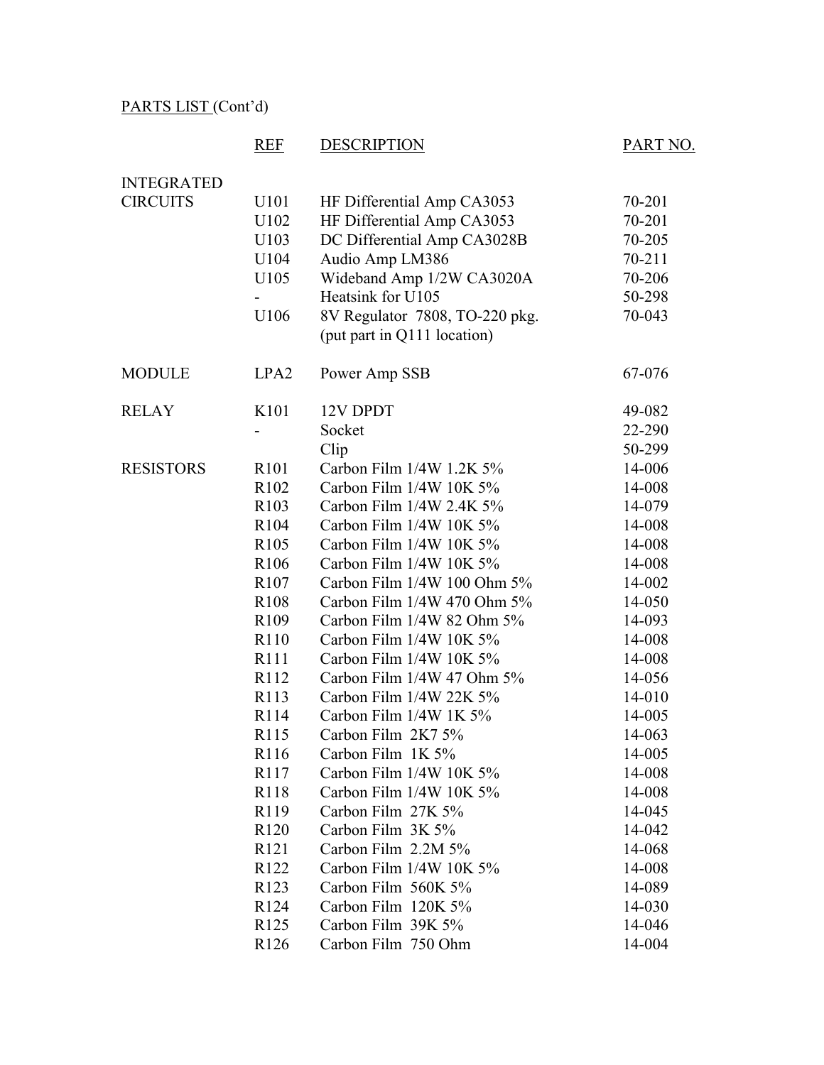PARTS LIST (Cont'd)

| | REF | DESCRIPTION | PART NO. |
|---|---|---|---|
| INTEGRATED CIRCUITS | U101 | HF Differential Amp CA3053 | 70-201 |
| | U102 | HF Differential Amp CA3053 | 70-201 |
| | U103 | DC Differential Amp CA3028B | 70-205 |
| | U104 | Audio Amp LM386 | 70-211 |
| | U105 | Wideband Amp 1/2W CA3020A | 70-206 |
| | - | Heatsink for U105 | 50-298 |
| | U106 | 8V Regulator 7808, TO-220 pkg. (put part in Q111 location) | 70-043 |
| MODULE | LPA2 | Power Amp SSB | 67-076 |
| RELAY | K101 | 12V DPDT | 49-082 |
| | - | Socket | 22-290 |
| | | Clip | 50-299 |
| RESISTORS | R101 | Carbon Film 1/4W 1.2K 5% | 14-006 |
| | R102 | Carbon Film 1/4W 10K 5% | 14-008 |
| | R103 | Carbon Film 1/4W 2.4K 5% | 14-079 |
| | R104 | Carbon Film 1/4W 10K 5% | 14-008 |
| | R105 | Carbon Film 1/4W 10K 5% | 14-008 |
| | R106 | Carbon Film 1/4W 10K 5% | 14-008 |
| | R107 | Carbon Film 1/4W 100 Ohm 5% | 14-002 |
| | R108 | Carbon Film 1/4W 470 Ohm 5% | 14-050 |
| | R109 | Carbon Film 1/4W 82 Ohm 5% | 14-093 |
| | R110 | Carbon Film 1/4W 10K 5% | 14-008 |
| | R111 | Carbon Film 1/4W 10K 5% | 14-008 |
| | R112 | Carbon Film 1/4W 47 Ohm 5% | 14-056 |
| | R113 | Carbon Film 1/4W 22K 5% | 14-010 |
| | R114 | Carbon Film 1/4W 1K 5% | 14-005 |
| | R115 | Carbon Film 2K7 5% | 14-063 |
| | R116 | Carbon Film 1K 5% | 14-005 |
| | R117 | Carbon Film 1/4W 10K 5% | 14-008 |
| | R118 | Carbon Film 1/4W 10K 5% | 14-008 |
| | R119 | Carbon Film 27K 5% | 14-045 |
| | R120 | Carbon Film 3K 5% | 14-042 |
| | R121 | Carbon Film 2.2M 5% | 14-068 |
| | R122 | Carbon Film 1/4W 10K 5% | 14-008 |
| | R123 | Carbon Film 560K 5% | 14-089 |
| | R124 | Carbon Film 120K 5% | 14-030 |
| | R125 | Carbon Film 39K 5% | 14-046 |
| | R126 | Carbon Film 750 Ohm | 14-004 |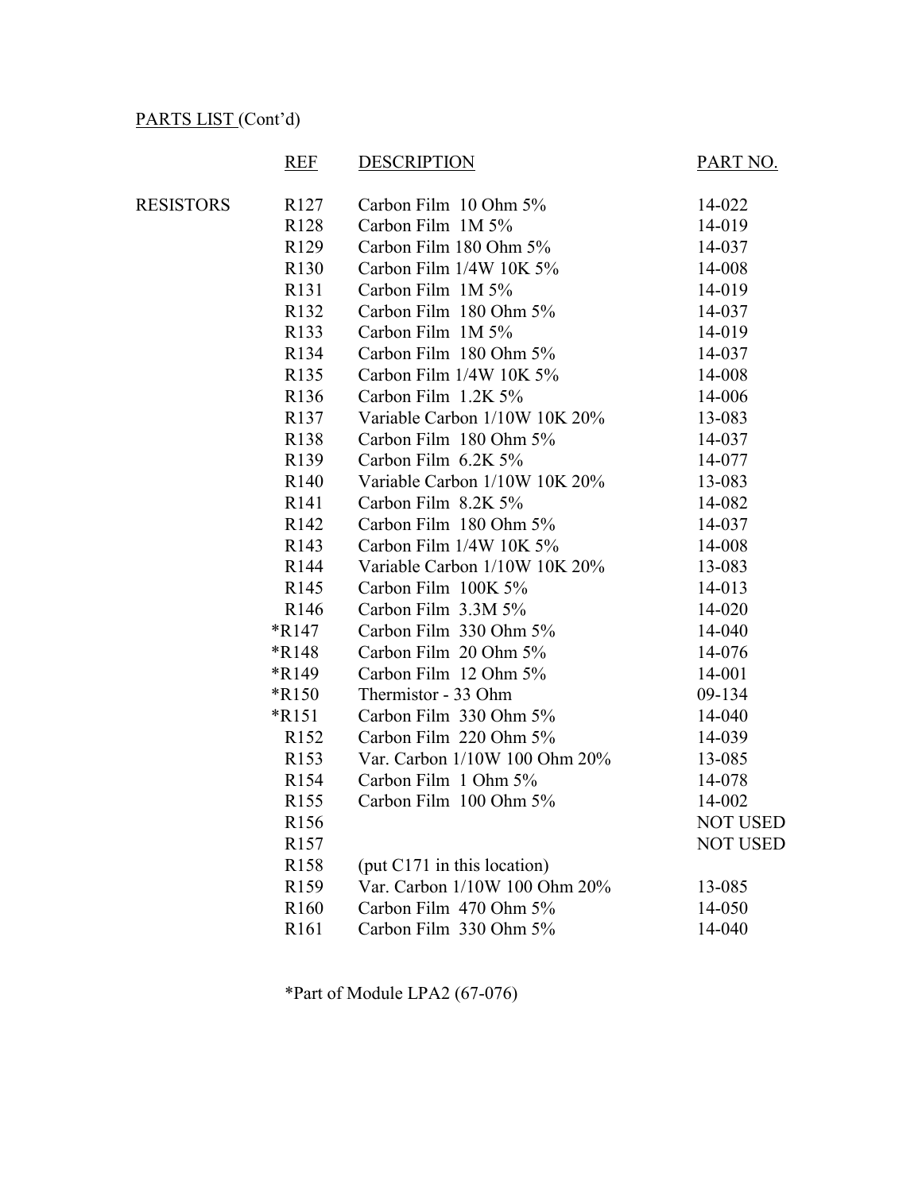PARTS LIST (Cont'd)

| | REF | DESCRIPTION | PART NO. |
|---|---|---|---|
| RESISTORS | R127 | Carbon Film 10 Ohm 5% | 14-022 |
| | R128 | Carbon Film 1M 5% | 14-019 |
| | R129 | Carbon Film 180 Ohm 5% | 14-037 |
| | R130 | Carbon Film 1/4W 10K 5% | 14-008 |
| | R131 | Carbon Film 1M 5% | 14-019 |
| | R132 | Carbon Film 180 Ohm 5% | 14-037 |
| | R133 | Carbon Film 1M 5% | 14-019 |
| | R134 | Carbon Film 180 Ohm 5% | 14-037 |
| | R135 | Carbon Film 1/4W 10K 5% | 14-008 |
| | R136 | Carbon Film 1.2K 5% | 14-006 |
| | R137 | Variable Carbon 1/10W 10K 20% | 13-083 |
| | R138 | Carbon Film 180 Ohm 5% | 14-037 |
| | R139 | Carbon Film 6.2K 5% | 14-077 |
| | R140 | Variable Carbon 1/10W 10K 20% | 13-083 |
| | R141 | Carbon Film 8.2K 5% | 14-082 |
| | R142 | Carbon Film 180 Ohm 5% | 14-037 |
| | R143 | Carbon Film 1/4W 10K 5% | 14-008 |
| | R144 | Variable Carbon 1/10W 10K 20% | 13-083 |
| | R145 | Carbon Film 100K 5% | 14-013 |
| | R146 | Carbon Film 3.3M 5% | 14-020 |
| | *R147 | Carbon Film 330 Ohm 5% | 14-040 |
| | *R148 | Carbon Film 20 Ohm 5% | 14-076 |
| | *R149 | Carbon Film 12 Ohm 5% | 14-001 |
| | *R150 | Thermistor - 33 Ohm | 09-134 |
| | *R151 | Carbon Film 330 Ohm 5% | 14-040 |
| | R152 | Carbon Film 220 Ohm 5% | 14-039 |
| | R153 | Var. Carbon 1/10W 100 Ohm 20% | 13-085 |
| | R154 | Carbon Film 1 Ohm 5% | 14-078 |
| | R155 | Carbon Film 100 Ohm 5% | 14-002 |
| | R156 | | NOT USED |
| | R157 | | NOT USED |
| | R158 | (put C171 in this location) | |
| | R159 | Var. Carbon 1/10W 100 Ohm 20% | 13-085 |
| | R160 | Carbon Film 470 Ohm 5% | 14-050 |
| | R161 | Carbon Film 330 Ohm 5% | 14-040 |

*Part of Module LPA2 (67-076)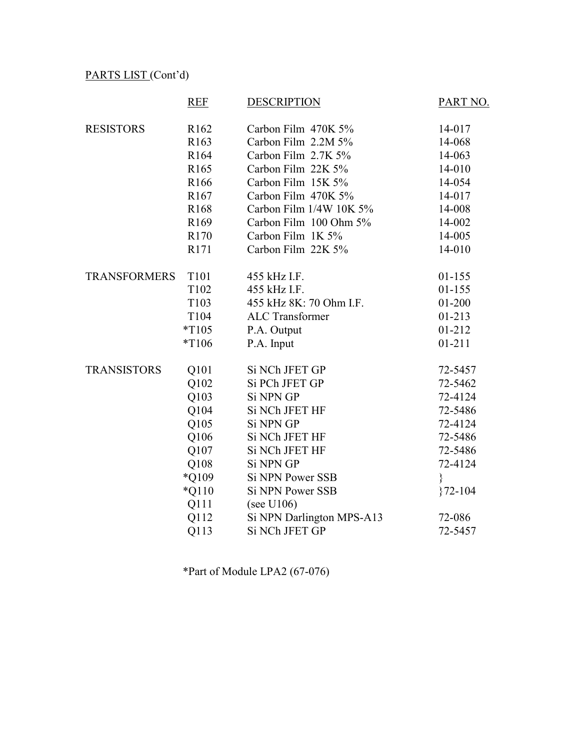PARTS LIST (Cont'd)

| | REF | DESCRIPTION | PART NO. |
|---|---|---|---|
| RESISTORS | R162 | Carbon Film 470K 5% | 14-017 |
| | R163 | Carbon Film 2.2M 5% | 14-068 |
| | R164 | Carbon Film 2.7K 5% | 14-063 |
| | R165 | Carbon Film 22K 5% | 14-010 |
| | R166 | Carbon Film 15K 5% | 14-054 |
| | R167 | Carbon Film 470K 5% | 14-017 |
| | R168 | Carbon Film 1/4W 10K 5% | 14-008 |
| | R169 | Carbon Film 100 Ohm 5% | 14-002 |
| | R170 | Carbon Film 1K 5% | 14-005 |
| | R171 | Carbon Film 22K 5% | 14-010 |
| TRANSFORMERS | T101 | 455 kHz I.F. | 01-155 |
| | T102 | 455 kHz I.F. | 01-155 |
| | T103 | 455 kHz 8K: 70 Ohm I.F. | 01-200 |
| | T104 | ALC Transformer | 01-213 |
| | *T105 | P.A. Output | 01-212 |
| | *T106 | P.A. Input | 01-211 |
| TRANSISTORS | Q101 | Si NCh JFET GP | 72-5457 |
| | Q102 | Si PCh JFET GP | 72-5462 |
| | Q103 | Si NPN GP | 72-4124 |
| | Q104 | Si NCh JFET HF | 72-5486 |
| | Q105 | Si NPN GP | 72-4124 |
| | Q106 | Si NCh JFET HF | 72-5486 |
| | Q107 | Si NCh JFET HF | 72-5486 |
| | Q108 | Si NPN GP | 72-4124 |
| | *Q109 | Si NPN Power SSB | } |
| | *Q110 | Si NPN Power SSB | }72-104 |
| | Q111 | (see U106) | |
| | Q112 | Si NPN Darlington MPS-A13 | 72-086 |
| | Q113 | Si NCh JFET GP | 72-5457 |

*Part of Module LPA2 (67-076)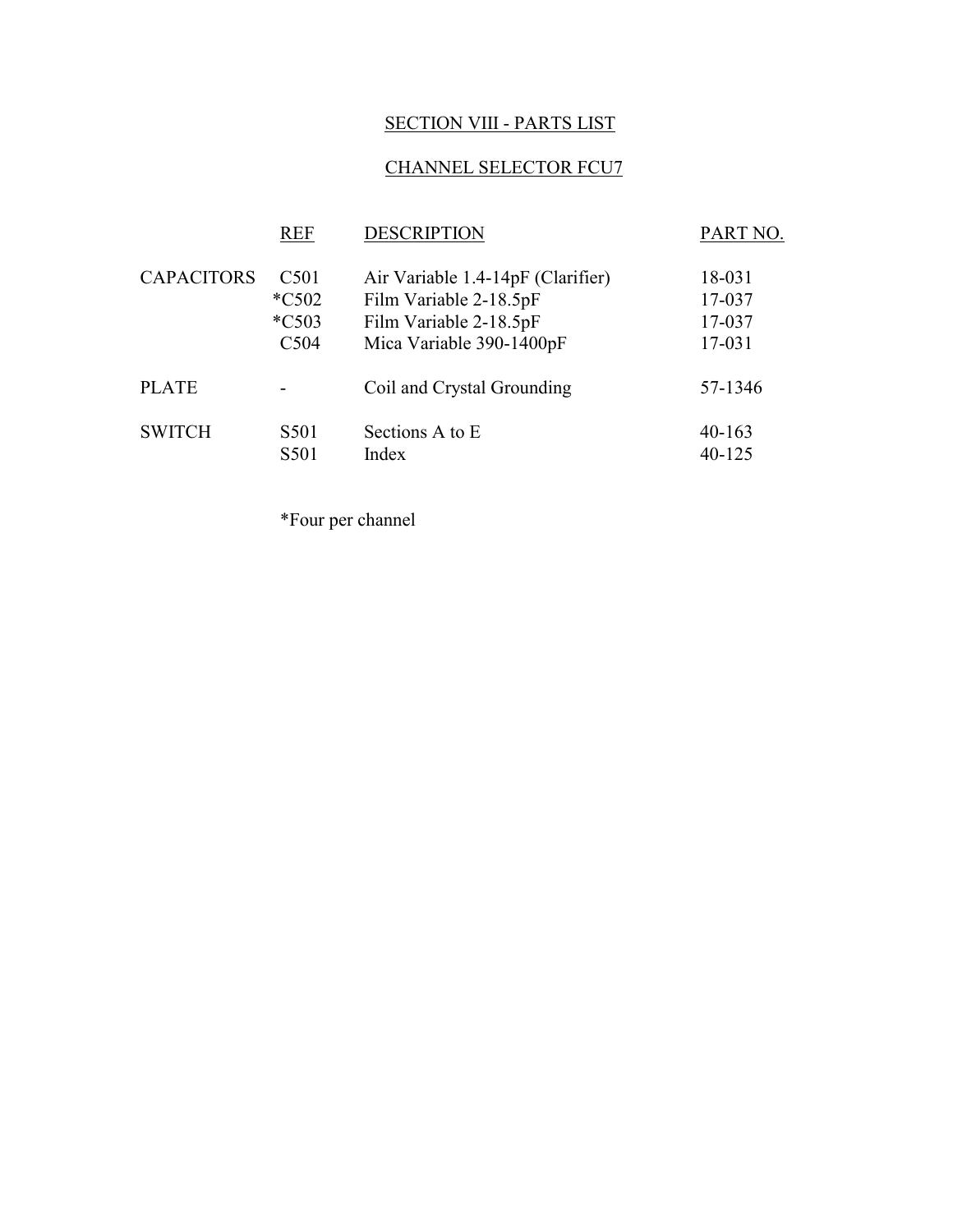## SECTION VIII - PARTS LIST

## CHANNEL SELECTOR FCU7

| | REF | DESCRIPTION | PART NO. |
|---|---|---|---|
| CAPACITORS | C501 | Air Variable 1.4-14pF (Clarifier) | 18-031 |
| | *C502 | Film Variable 2-18.5pF | 17-037 |
| | *C503 | Film Variable 2-18.5pF | 17-037 |
| | C504 | Mica Variable 390-1400pF | 17-031 |
| PLATE | - | Coil and Crystal Grounding | 57-1346 |
| SWITCH | S501 | Sections A to E | 40-163 |
| | S501 | Index | 40-125 |

*Four per channel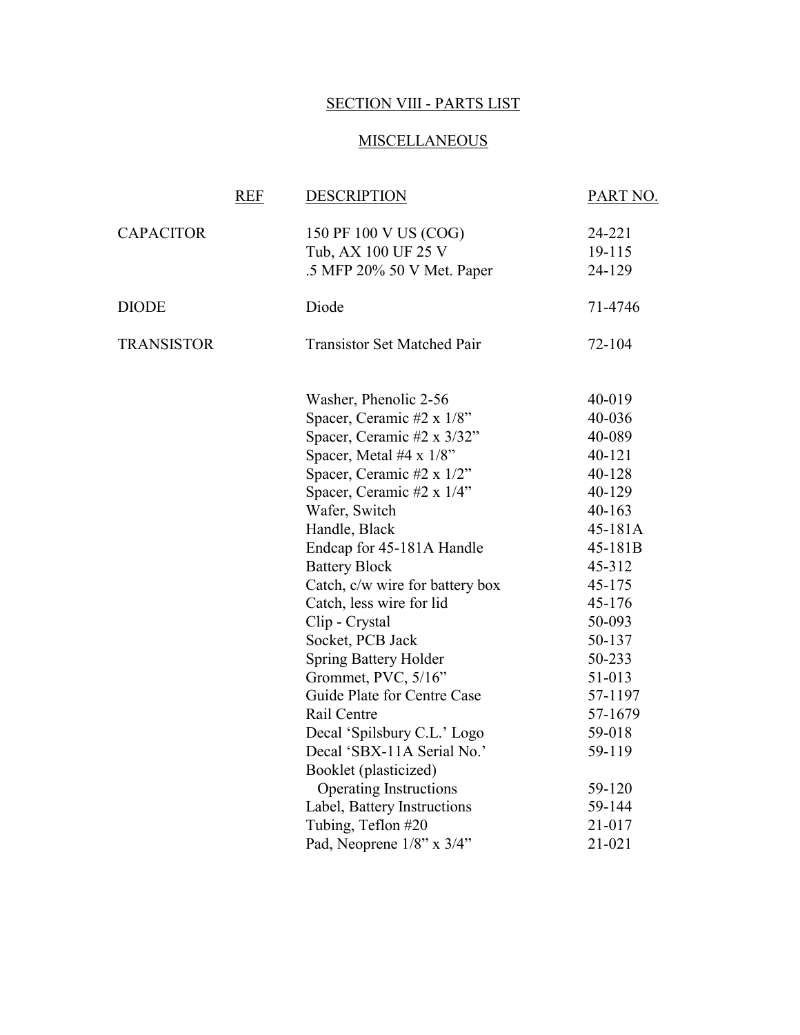## SECTION VIII - PARTS LIST

### MISCELLANEOUS

| | REF | DESCRIPTION | PART NO. |
|---|---|---|---|
| CAPACITOR | | 150 PF 100 V US (COG) | 24-221 |
| | | Tub, AX 100 UF 25 V | 19-115 |
| | | .5 MFP 20% 50 V Met. Paper | 24-129 |
| DIODE | | Diode | 71-4746 |
| TRANSISTOR | | Transistor Set Matched Pair | 72-104 |
| | | Washer, Phenolic 2-56 | 40-019 |
| | | Spacer, Ceramic #2 x 1/8” | 40-036 |
| | | Spacer, Ceramic #2 x 3/32” | 40-089 |
| | | Spacer, Metal #4 x 1/8” | 40-121 |
| | | Spacer, Ceramic #2 x 1/2” | 40-128 |
| | | Spacer, Ceramic #2 x 1/4” | 40-129 |
| | | Wafer, Switch | 40-163 |
| | | Handle, Black | 45-181A |
| | | Endcap for 45-181A Handle | 45-181B |
| | | Battery Block | 45-312 |
| | | Catch, c/w wire for battery box | 45-175 |
| | | Catch, less wire for lid | 45-176 |
| | | Clip - Crystal | 50-093 |
| | | Socket, PCB Jack | 50-137 |
| | | Spring Battery Holder | 50-233 |
| | | Grommet, PVC, 5/16” | 51-013 |
| | | Guide Plate for Centre Case | 57-1197 |
| | | Rail Centre | 57-1679 |
| | | Decal ‘Spilsbury C.L.’ Logo | 59-018 |
| | | Decal ‘SBX-11A Serial No.’ | 59-119 |
| | | Booklet (plasticized) Operating Instructions | 59-120 |
| | | Label, Battery Instructions | 59-144 |
| | | Tubing, Teflon #20 | 21-017 |
| | | Pad, Neoprene 1/8” x 3/4” | 21-021 |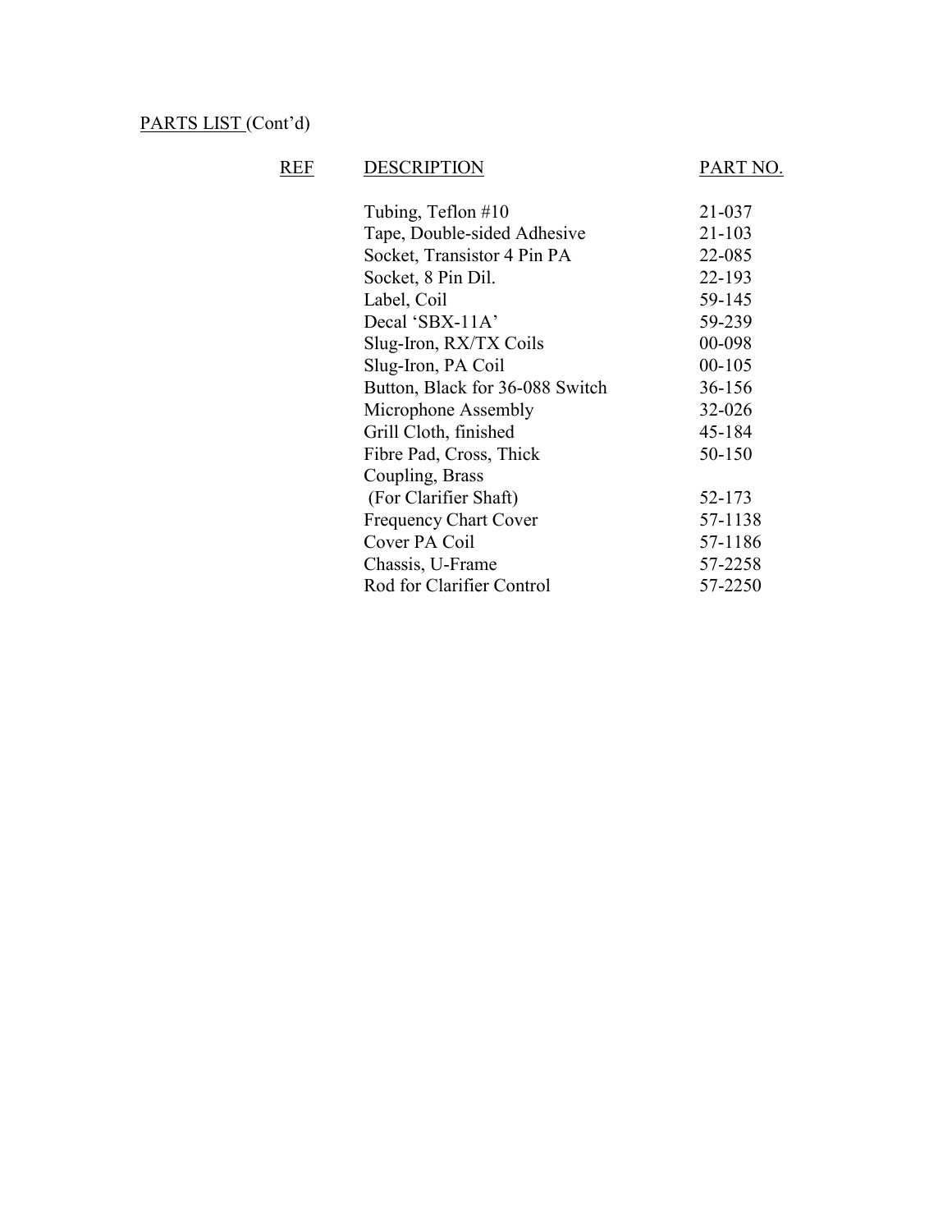PARTS LIST (Cont'd)

| REF | DESCRIPTION | PART NO. |
| --- | --- | --- |
| | Tubing, Teflon #10 | 21-037 |
| | Tape, Double-sided Adhesive | 21-103 |
| | Socket, Transistor 4 Pin PA | 22-085 |
| | Socket, 8 Pin Dil. | 22-193 |
| | Label, Coil | 59-145 |
| | Decal 'SBX-11A' | 59-239 |
| | Slug-Iron, RX/TX Coils | 00-098 |
| | Slug-Iron, PA Coil | 00-105 |
| | Button, Black for 36-088 Switch | 36-156 |
| | Microphone Assembly | 32-026 |
| | Grill Cloth, finished | 45-184 |
| | Fibre Pad, Cross, Thick | 50-150 |
| | Coupling, Brass (For Clarifier Shaft) | 52-173 |
| | Frequency Chart Cover | 57-1138 |
| | Cover PA Coil | 57-1186 |
| | Chassis, U-Frame | 57-2258 |
| | Rod for Clarifier Control | 57-2250 |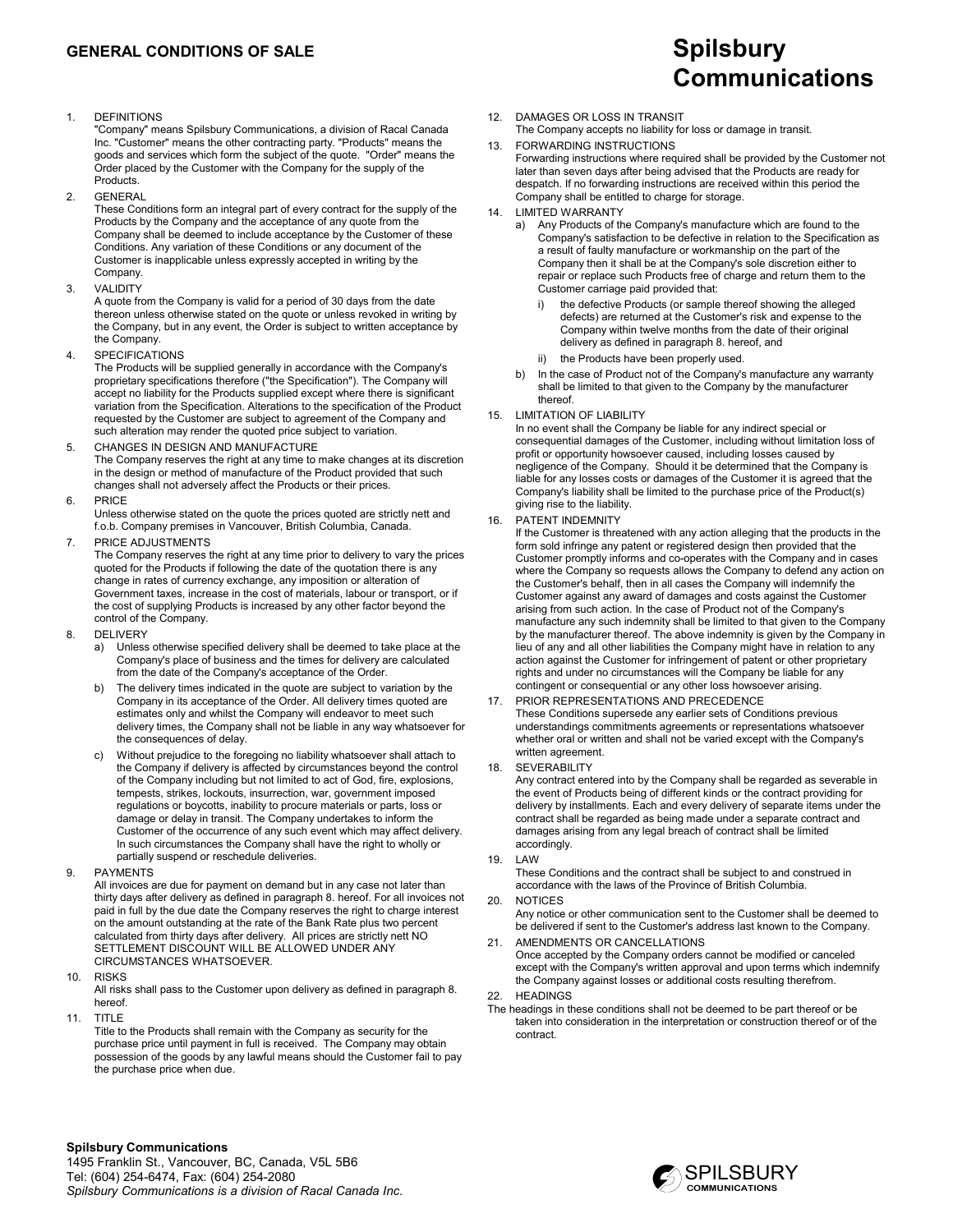# GENERAL CONDITIONS OF SALE

# Spilsbury Communications

1. DEFINITIONS
   "Company" means Spilsbury Communications, a division of Racal Canada Inc. "Customer" means the other contracting party. "Products" means the goods and services which form the subject of the quote. "Order" means the Order placed by the Customer with the Company for the supply of the Products.

2. GENERAL
   These Conditions form an integral part of every contract for the supply of the Products by the Company and the acceptance of any quote from the Company shall be deemed to include acceptance by the Customer of these Conditions. Any variation of these Conditions or any document of the Customer is inapplicable unless expressly accepted in writing by the Company.

3. VALIDITY
   A quote from the Company is valid for a period of 30 days from the date thereon unless otherwise stated on the quote or unless revoked in writing by the Company, but in any event, the Order is subject to written acceptance by the Company.

4. SPECIFICATIONS
   The Products will be supplied generally in accordance with the Company's proprietary specifications therefore ("the Specification"). The Company will accept no liability for the Products supplied except where there is significant variation from the Specification. Alterations to the specification of the Product requested by the Customer are subject to agreement of the Company and such alteration may render the quoted price subject to variation.

5. CHANGES IN DESIGN AND MANUFACTURE
   The Company reserves the right at any time to make changes at its discretion in the design or method of manufacture of the Product provided that such changes shall not adversely affect the Products or their prices.

6. PRICE
   Unless otherwise stated on the quote the prices quoted are strictly nett and f.o.b. Company premises in Vancouver, British Columbia, Canada.

7. PRICE ADJUSTMENTS
   The Company reserves the right at any time prior to delivery to vary the prices quoted for the Products if following the date of the quotation there is any change in rates of currency exchange, any imposition or alteration of Government taxes, increase in the cost of materials, labour or transport, or if the cost of supplying Products is increased by any other factor beyond the control of the Company.

8. DELIVERY
   a) Unless otherwise specified delivery shall be deemed to take place at the Company's place of business and the times for delivery are calculated from the date of the Company's acceptance of the Order.
   b) The delivery times indicated in the quote are subject to variation by the Company in its acceptance of the Order. All delivery times quoted are estimates only and whilst the Company will endeavor to meet such delivery times, the Company shall not be liable in any way whatsoever for the consequences of delay.
   c) Without prejudice to the foregoing no liability whatsoever shall attach to the Company if delivery is affected by circumstances beyond the control of the Company including but not limited to act of God, fire, explosions, tempests, strikes, lockouts, insurrection, war, government imposed regulations or boycotts, inability to procure materials or parts, loss or damage or delay in transit. The Company undertakes to inform the Customer of the occurrence of any such event which may affect delivery. In such circumstances the Company shall have the right to wholly or partially suspend or reschedule deliveries.

9. PAYMENTS
   All invoices are due for payment on demand but in any case not later than thirty days after delivery as defined in paragraph 8. hereof. For all invoices not paid in full by the due date the Company reserves the right to charge interest on the amount outstanding at the rate of the Bank Rate plus two percent calculated from thirty days after delivery. All prices are strictly nett NO SETTLEMENT DISCOUNT WILL BE ALLOWED UNDER ANY CIRCUMSTANCES WHATSOEVER.

10. RISKS
    All risks shall pass to the Customer upon delivery as defined in paragraph 8. hereof.

11. TITLE
    Title to the Products shall remain with the Company as security for the purchase price until payment in full is received. The Company may obtain possession of the goods by any lawful means should the Customer fail to pay the purchase price when due.

12. DAMAGES OR LOSS IN TRANSIT
    The Company accepts no liability for loss or damage in transit.

13. FORWARDING INSTRUCTIONS
    Forwarding instructions where required shall be provided by the Customer not later than seven days after being advised that the Products are ready for despatch. If no forwarding instructions are received within this period the Company shall be entitled to charge for storage.

14. LIMITED WARRANTY
    a) Any Products of the Company's manufacture which are found to the Company's satisfaction to be defective in relation to the Specification as a result of faulty manufacture or workmanship on the part of the Company then it shall be at the Company's sole discretion either to repair or replace such Products free of charge and return them to the Customer carriage paid provided that:
       i) the defective Products (or sample thereof showing the alleged defects) are returned at the Customer's risk and expense to the Company within twelve months from the date of their original delivery as defined in paragraph 8. hereof, and
       ii) the Products have been properly used.
    b) In the case of Product not of the Company's manufacture any warranty shall be limited to that given to the Company by the manufacturer thereof.

15. LIMITATION OF LIABILITY
    In no event shall the Company be liable for any indirect special or consequential damages of the Customer, including without limitation loss of profit or opportunity howsoever caused, including losses caused by negligence of the Company. Should it be determined that the Company is liable for any losses costs or damages of the Customer it is agreed that the Company's liability shall be limited to the purchase price of the Product(s) giving rise to the liability.

16. PATENT INDEMNITY
    If the Customer is threatened with any action alleging that the products in the form sold infringe any patent or registered design then provided that the Customer promptly informs and co-operates with the Company and in cases where the Company so requests allows the Company to defend any action on the Customer's behalf, then in all cases the Company will indemnify the Customer against any award of damages and costs against the Customer arising from such action. In the case of Product not of the Company's manufacture any such indemnity shall be limited to that given to the Company by the manufacturer thereof. The above indemnity is given by the Company in lieu of any and all other liabilities the Company might have in relation to any action against the Customer for infringement of patent or other proprietary rights and under no circumstances will the Company be liable for any contingent or consequential or any other loss howsoever arising.

17. PRIOR REPRESENTATIONS AND PRECEDENCE
    These Conditions supersede any earlier sets of Conditions previous understandings commitments agreements or representations whatsoever whether oral or written and shall not be varied except with the Company's written agreement.

18. SEVERABILITY
    Any contract entered into by the Company shall be regarded as severable in the event of Products being of different kinds or the contract providing for delivery by installments. Each and every delivery of separate items under the contract shall be regarded as being made under a separate contract and damages arising from any legal breach of contract shall be limited accordingly.

19. LAW
    These Conditions and the contract shall be subject to and construed in accordance with the laws of the Province of British Columbia.

20. NOTICES
    Any notice or other communication sent to the Customer shall be deemed to be delivered if sent to the Customer's address last known to the Company.

21. AMENDMENTS OR CANCELLATIONS
    Once accepted by the Company orders cannot be modified or canceled except with the Company's written approval and upon terms which indemnify the Company against losses or additional costs resulting therefrom.

22. HEADINGS
    The headings in these conditions shall not be deemed to be part thereof or be taken into consideration in the interpretation or construction thereof or of the contract.

**Spilsbury Communications**
1495 Franklin St., Vancouver, BC, Canada, V5L 5B6
Tel: (604) 254-6474, Fax: (604) 254-2080
*Spilsbury Communications is a division of Racal Canada Inc.*

SPILSBURY COMMUNICATIONS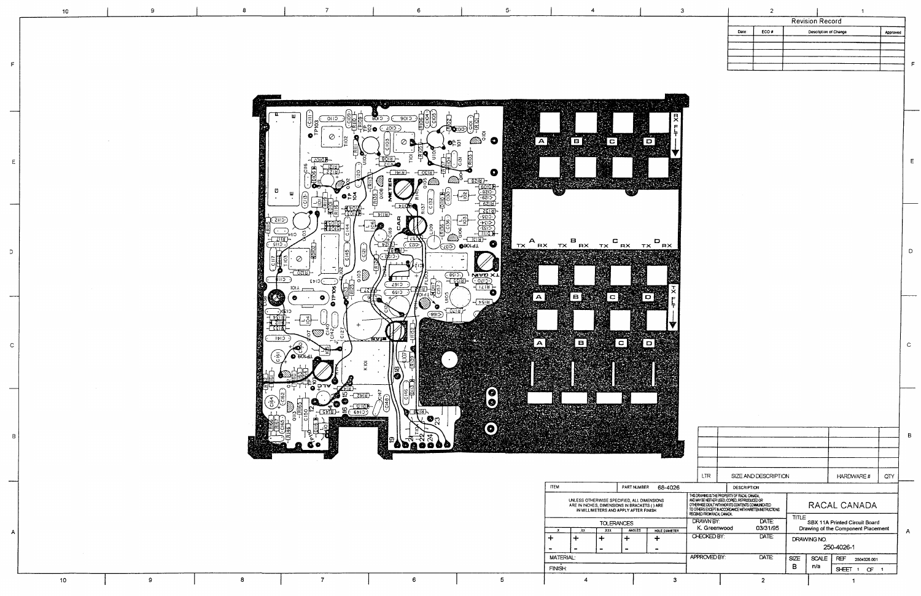| Revision Record | | | |
|---|---|---|---|
| Date | ECO # | Description of Change | Approved |
| | | | |
| | | | |
| | | | |
| | | | |
| | | | |

| LTR | SIZE AND DESCRIPTION | HARDWARE # | QTY |
|---|---|---|---|

ITEM — PART NUMBER 68-4026 — DESCRIPTION

UNLESS OTHERWISE SPECIFIED, ALL DIMENSIONS ARE IN INCHES, DIMENSIONS IN BRACKETS ( ) ARE IN MILLIMETERS AND APPLY AFTER FINISH

| TOLERANCES | | | | |
|---|---|---|---|---|
| .X | .XX | .XXX | ANGLES | HOLE DIAMETER |
| + | + | + | + | + |
| - | - | - | - | - |

MATERIAL:

FINISH:

THIS DRAWING IS THE PROPERTY OF RACAL CANADA, AND MAY BE NEITHER USED, COPIED, REPRODUCED OR OTHERWISE DEALT WITH NOR ITS CONTENTS COMMUNICATED TO OTHERS EXCEPT IN ACCORDANCE WITH WRITTEN INSTRUCTIONS RECEIVED FROM RACAL CANADA.

| DRAWN BY: | DATE: |
|---|---|
| K. Greenwood | 03/31/95 |
| CHECKED BY: | DATE: |
| APPROVED BY: | DATE: |

RACAL CANADA

TITLE: SBX 11A Printed Circuit Board Drawing of the Component Placement

DRAWING NO. 250-4026-1

| SIZE | SCALE | REF | |
|---|---|---|---|
| B | n/a | 2504026.001 | SHEET 1 OF 1 |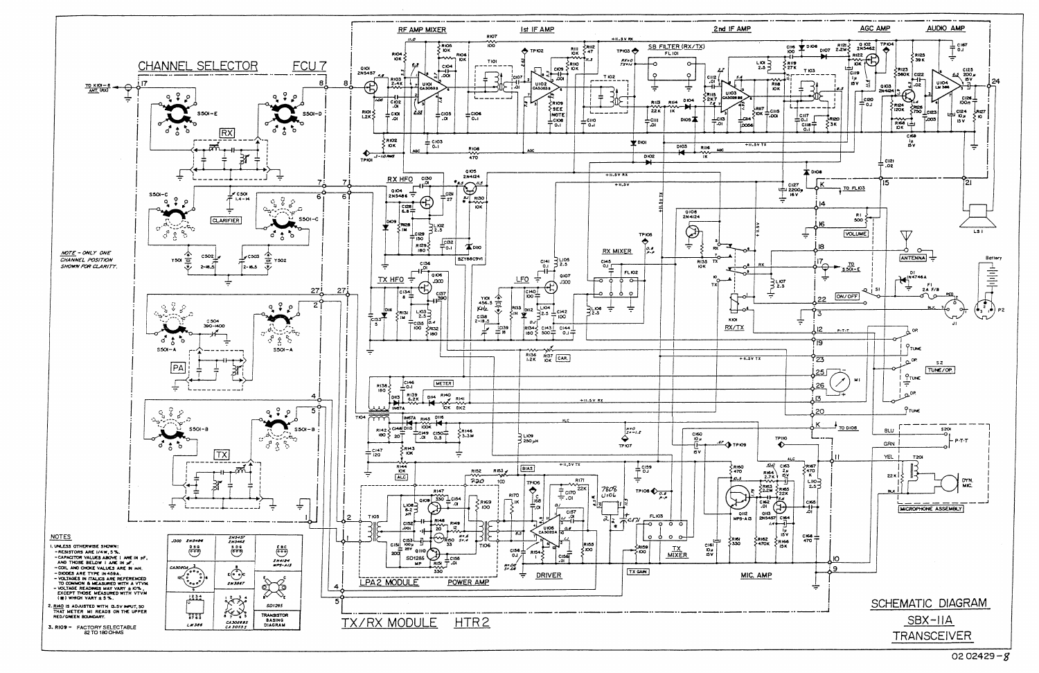# SCHEMATIC DIAGRAM

## SBX-11A TRANSCEIVER

CHANNEL SELECTOR FCU 7

TX/RX MODULE HTR2

NOTE – ONLY ONE CHANNEL POSITION SHOWN FOR CLARITY.

### NOTES

1. UNLESS OTHERWISE SHOWN:
   - RESISTORS ARE 1/4 W, 5 %.
   - CAPACITOR VALUES ABOVE 1 ARE IN pF, AND THOSE BELOW 1 ARE IN µF.
   - COIL AND CHOKE VALUES ARE IN mH.
   - DIODES ARE TYPE IN 459A.
   - VOLTAGES IN ITALICS ARE REFERENCED TO COMMON & MEASURED WITH A VTVM.
   - VOLTAGE READINGS MAY VARY ± 10 %, EXCEPT THOSE MEASURED WITH VTVM (*) WHICH VARY ± 5 %.
2. R140 IS ADJUSTED WITH 13.5V INPUT, SO THAT METER M1 READS ON THE UPPER RED/GREEN BOUNDARY.
3. R109 – FACTORY SELECTABLE 82 TO 180 OHMS

TRANSISTOR BASING DIAGRAM

02 02429-8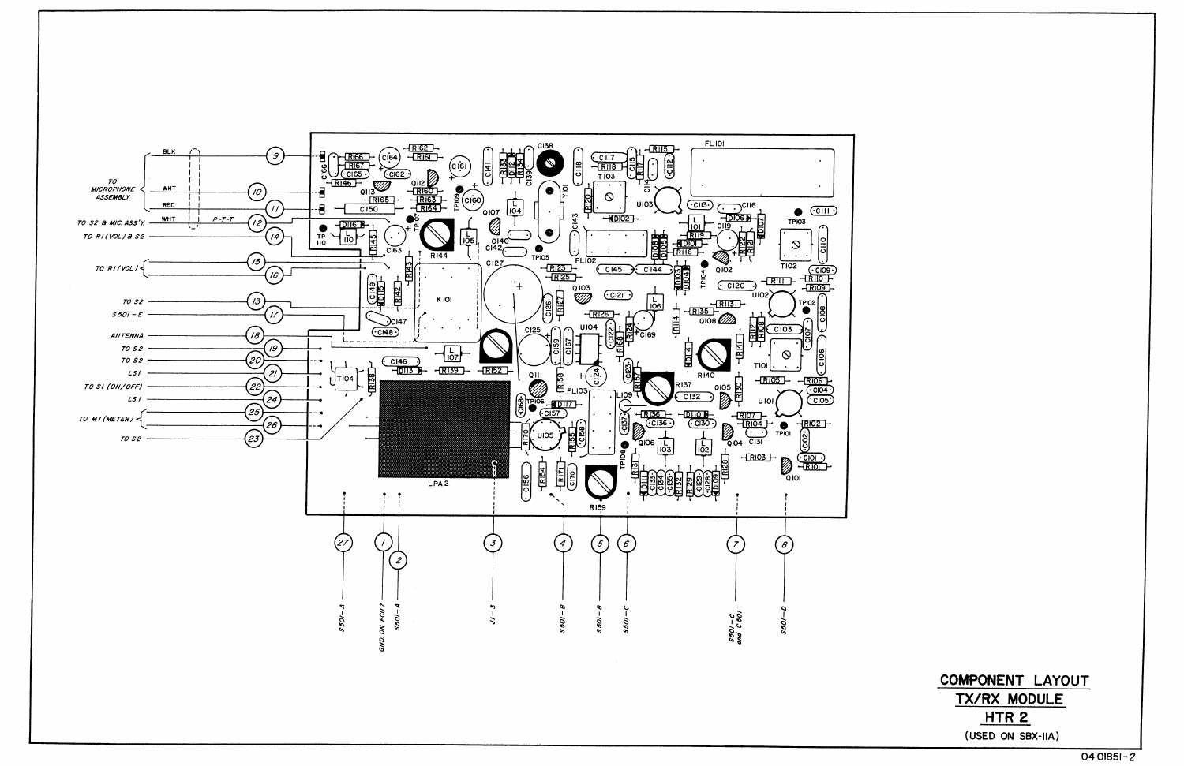## COMPONENT LAYOUT

## TX/RX MODULE

## HTR 2

(USED ON SBX-11A)

04 01851-2